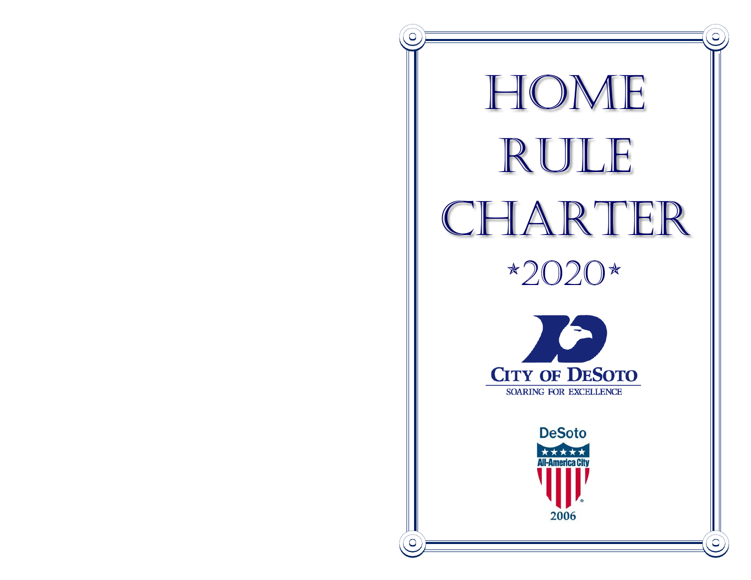# HOME RULE CHARTER

## *2020*

**CITY OF DESOTO**

SOARING FOR EXCELLENCE

DeSoto

All-America City

2006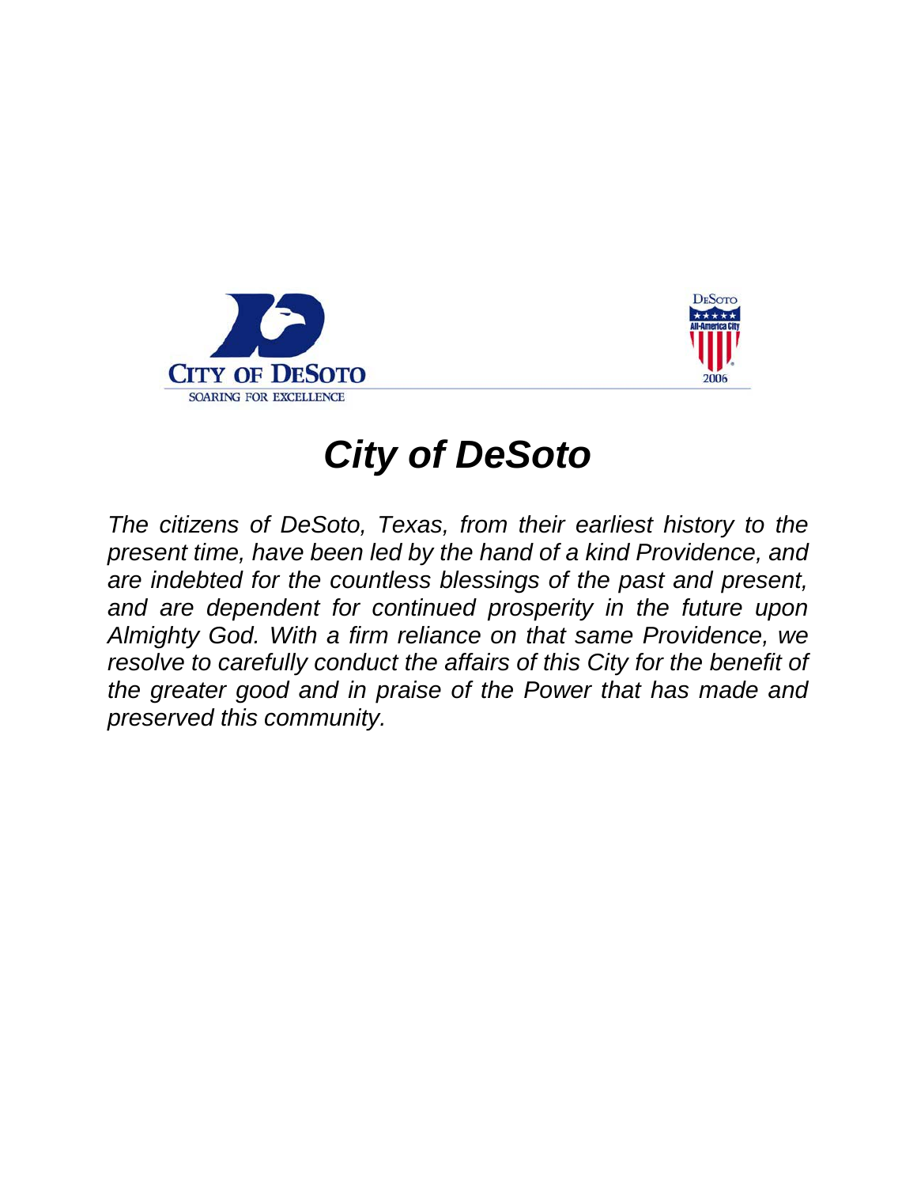CITY OF DESOTO

SOARING FOR EXCELLENCE

DESOTO All-America City 2006

# *City of DeSoto*

*The citizens of DeSoto, Texas, from their earliest history to the present time, have been led by the hand of a kind Providence, and are indebted for the countless blessings of the past and present, and are dependent for continued prosperity in the future upon Almighty God. With a firm reliance on that same Providence, we resolve to carefully conduct the affairs of this City for the benefit of the greater good and in praise of the Power that has made and preserved this community.*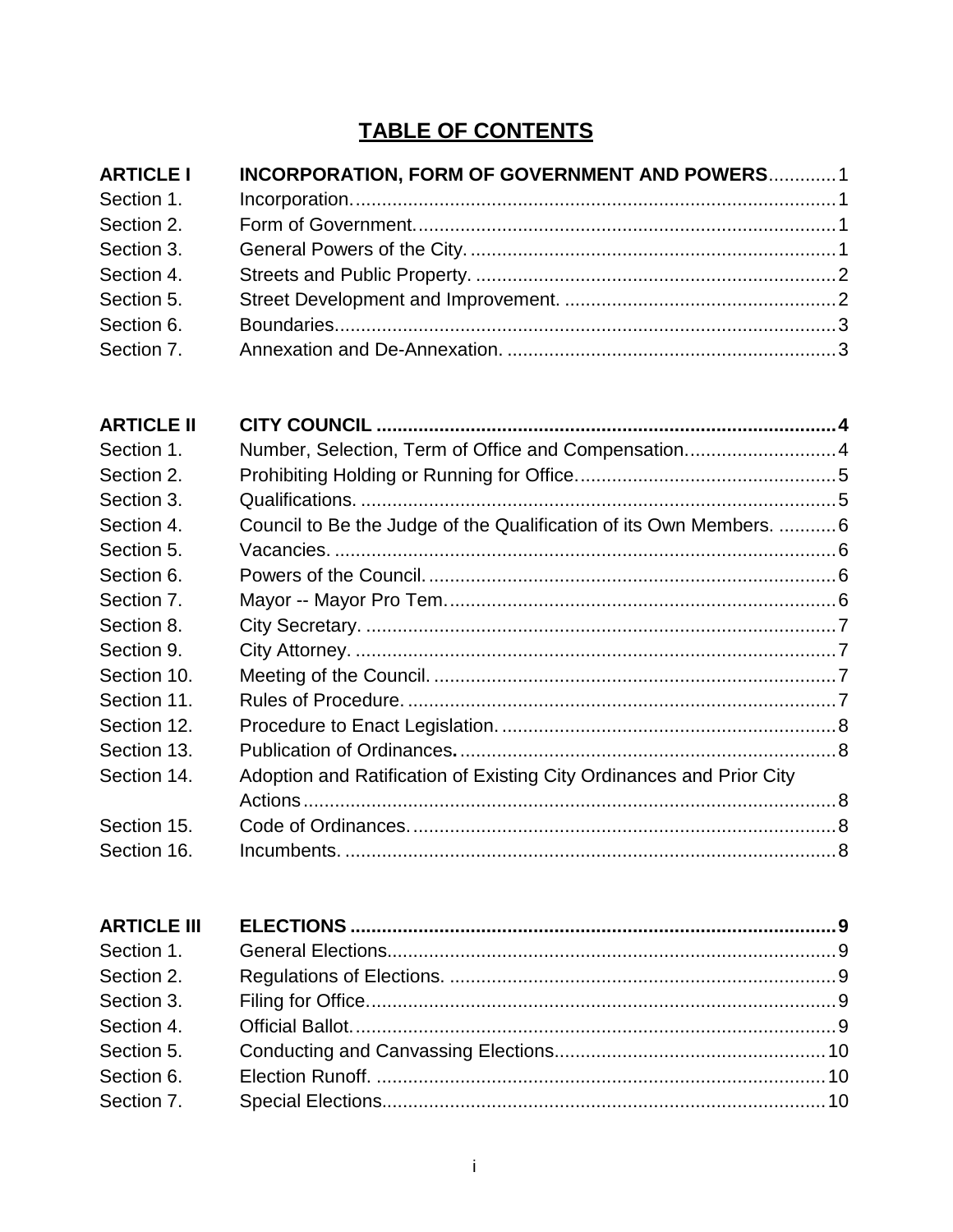# TABLE OF CONTENTS

| | | |
|---|---|---|
| **ARTICLE I** | **INCORPORATION, FORM OF GOVERNMENT AND POWERS** | 1 |
| Section 1. | Incorporation. | 1 |
| Section 2. | Form of Government. | 1 |
| Section 3. | General Powers of the City. | 1 |
| Section 4. | Streets and Public Property. | 2 |
| Section 5. | Street Development and Improvement. | 2 |
| Section 6. | Boundaries. | 3 |
| Section 7. | Annexation and De-Annexation. | 3 |
| | | |
| **ARTICLE II** | **CITY COUNCIL** | **4** |
| Section 1. | Number, Selection, Term of Office and Compensation. | 4 |
| Section 2. | Prohibiting Holding or Running for Office. | 5 |
| Section 3. | Qualifications. | 5 |
| Section 4. | Council to Be the Judge of the Qualification of its Own Members. | 6 |
| Section 5. | Vacancies. | 6 |
| Section 6. | Powers of the Council. | 6 |
| Section 7. | Mayor -- Mayor Pro Tem. | 6 |
| Section 8. | City Secretary. | 7 |
| Section 9. | City Attorney. | 7 |
| Section 10. | Meeting of the Council. | 7 |
| Section 11. | Rules of Procedure. | 7 |
| Section 12. | Procedure to Enact Legislation. | 8 |
| Section 13. | Publication of Ordinances. | 8 |
| Section 14. | Adoption and Ratification of Existing City Ordinances and Prior City Actions | 8 |
| Section 15. | Code of Ordinances. | 8 |
| Section 16. | Incumbents. | 8 |
| | | |
| **ARTICLE III** | **ELECTIONS** | **9** |
| Section 1. | General Elections. | 9 |
| Section 2. | Regulations of Elections. | 9 |
| Section 3. | Filing for Office. | 9 |
| Section 4. | Official Ballot. | 9 |
| Section 5. | Conducting and Canvassing Elections. | 10 |
| Section 6. | Election Runoff. | 10 |
| Section 7. | Special Elections. | 10 |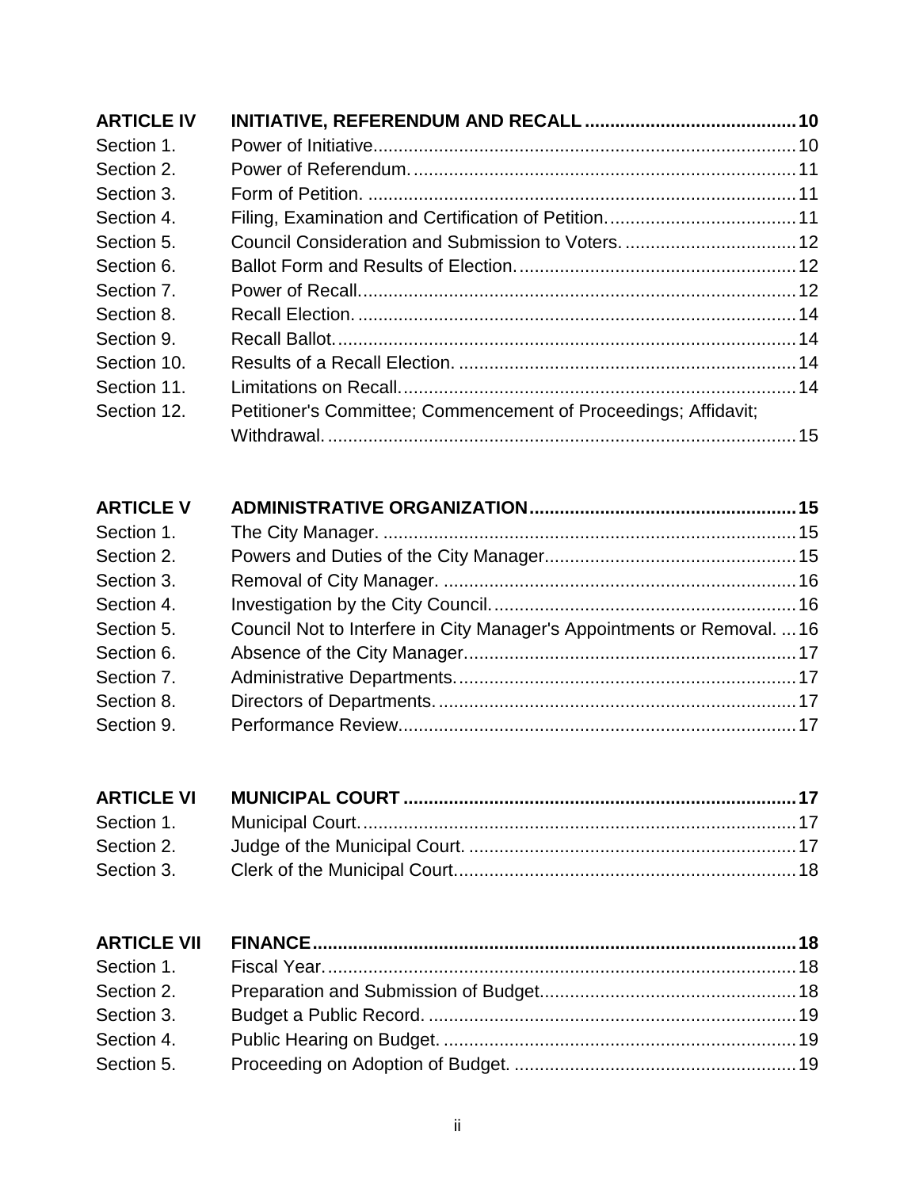| | | |
|---|---|---|
| **ARTICLE IV** | **INITIATIVE, REFERENDUM AND RECALL** | **10** |
| Section 1. | Power of Initiative | 10 |
| Section 2. | Power of Referendum. | 11 |
| Section 3. | Form of Petition. | 11 |
| Section 4. | Filing, Examination and Certification of Petition. | 11 |
| Section 5. | Council Consideration and Submission to Voters. | 12 |
| Section 6. | Ballot Form and Results of Election. | 12 |
| Section 7. | Power of Recall. | 12 |
| Section 8. | Recall Election. | 14 |
| Section 9. | Recall Ballot. | 14 |
| Section 10. | Results of a Recall Election. | 14 |
| Section 11. | Limitations on Recall. | 14 |
| Section 12. | Petitioner's Committee; Commencement of Proceedings; Affidavit; Withdrawal. | 15 |

| | | |
|---|---|---|
| **ARTICLE V** | **ADMINISTRATIVE ORGANIZATION** | **15** |
| Section 1. | The City Manager. | 15 |
| Section 2. | Powers and Duties of the City Manager | 15 |
| Section 3. | Removal of City Manager. | 16 |
| Section 4. | Investigation by the City Council. | 16 |
| Section 5. | Council Not to Interfere in City Manager's Appointments or Removal. | 16 |
| Section 6. | Absence of the City Manager | 17 |
| Section 7. | Administrative Departments. | 17 |
| Section 8. | Directors of Departments. | 17 |
| Section 9. | Performance Review | 17 |

| | | |
|---|---|---|
| **ARTICLE VI** | **MUNICIPAL COURT** | **17** |
| Section 1. | Municipal Court. | 17 |
| Section 2. | Judge of the Municipal Court. | 17 |
| Section 3. | Clerk of the Municipal Court | 18 |

| | | |
|---|---|---|
| **ARTICLE VII** | **FINANCE** | **18** |
| Section 1. | Fiscal Year. | 18 |
| Section 2. | Preparation and Submission of Budget | 18 |
| Section 3. | Budget a Public Record. | 19 |
| Section 4. | Public Hearing on Budget. | 19 |
| Section 5. | Proceeding on Adoption of Budget. | 19 |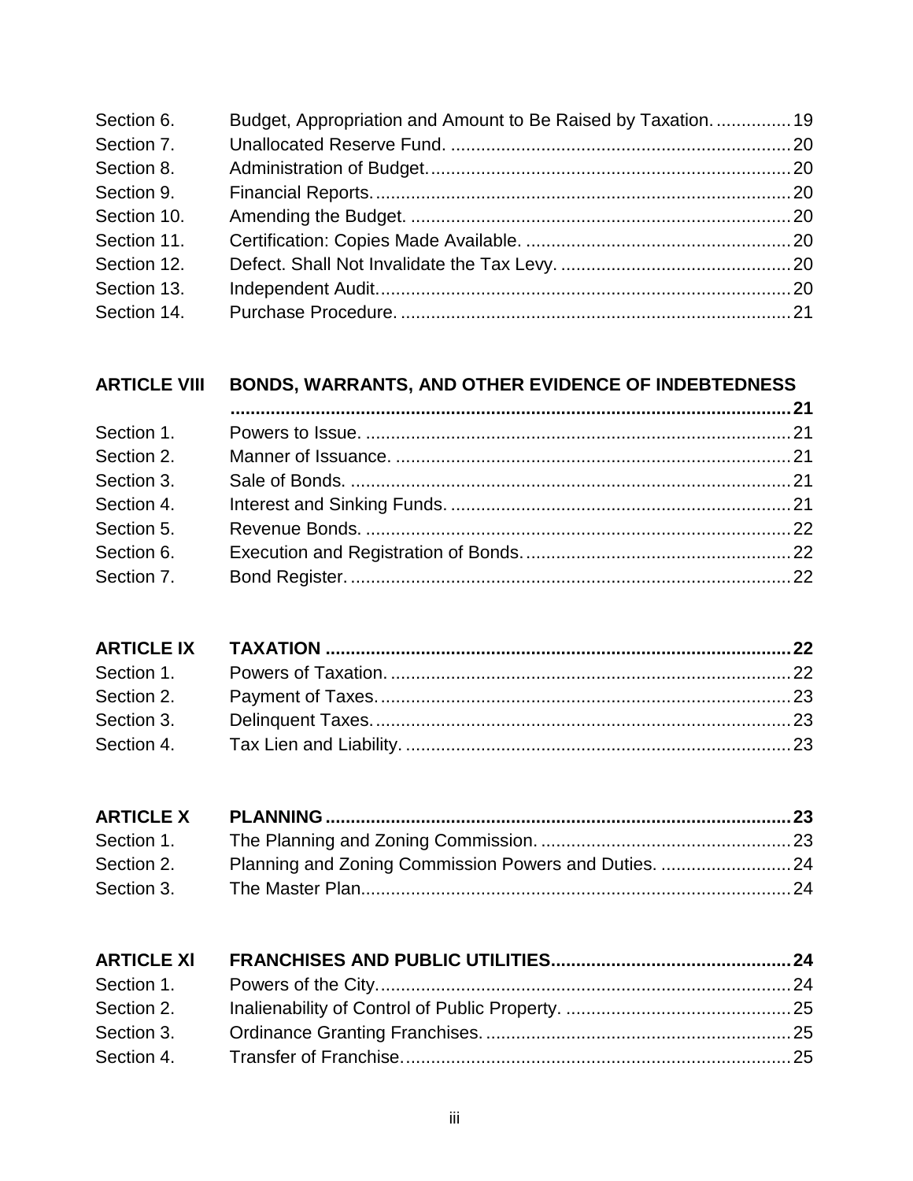| | | |
|---|---|---|
| Section 6. | Budget, Appropriation and Amount to Be Raised by Taxation. | 19 |
| Section 7. | Unallocated Reserve Fund. | 20 |
| Section 8. | Administration of Budget. | 20 |
| Section 9. | Financial Reports. | 20 |
| Section 10. | Amending the Budget. | 20 |
| Section 11. | Certification: Copies Made Available. | 20 |
| Section 12. | Defect. Shall Not Invalidate the Tax Levy. | 20 |
| Section 13. | Independent Audit. | 20 |
| Section 14. | Purchase Procedure. | 21 |
| **ARTICLE VIII** | **BONDS, WARRANTS, AND OTHER EVIDENCE OF INDEBTEDNESS** | **21** |
| Section 1. | Powers to Issue. | 21 |
| Section 2. | Manner of Issuance. | 21 |
| Section 3. | Sale of Bonds. | 21 |
| Section 4. | Interest and Sinking Funds. | 21 |
| Section 5. | Revenue Bonds. | 22 |
| Section 6. | Execution and Registration of Bonds. | 22 |
| Section 7. | Bond Register. | 22 |
| **ARTICLE IX** | **TAXATION** | **22** |
| Section 1. | Powers of Taxation. | 22 |
| Section 2. | Payment of Taxes. | 23 |
| Section 3. | Delinquent Taxes. | 23 |
| Section 4. | Tax Lien and Liability. | 23 |
| **ARTICLE X** | **PLANNING** | **23** |
| Section 1. | The Planning and Zoning Commission. | 23 |
| Section 2. | Planning and Zoning Commission Powers and Duties. | 24 |
| Section 3. | The Master Plan. | 24 |
| **ARTICLE XI** | **FRANCHISES AND PUBLIC UTILITIES** | **24** |
| Section 1. | Powers of the City. | 24 |
| Section 2. | Inalienability of Control of Public Property. | 25 |
| Section 3. | Ordinance Granting Franchises. | 25 |
| Section 4. | Transfer of Franchise. | 25 |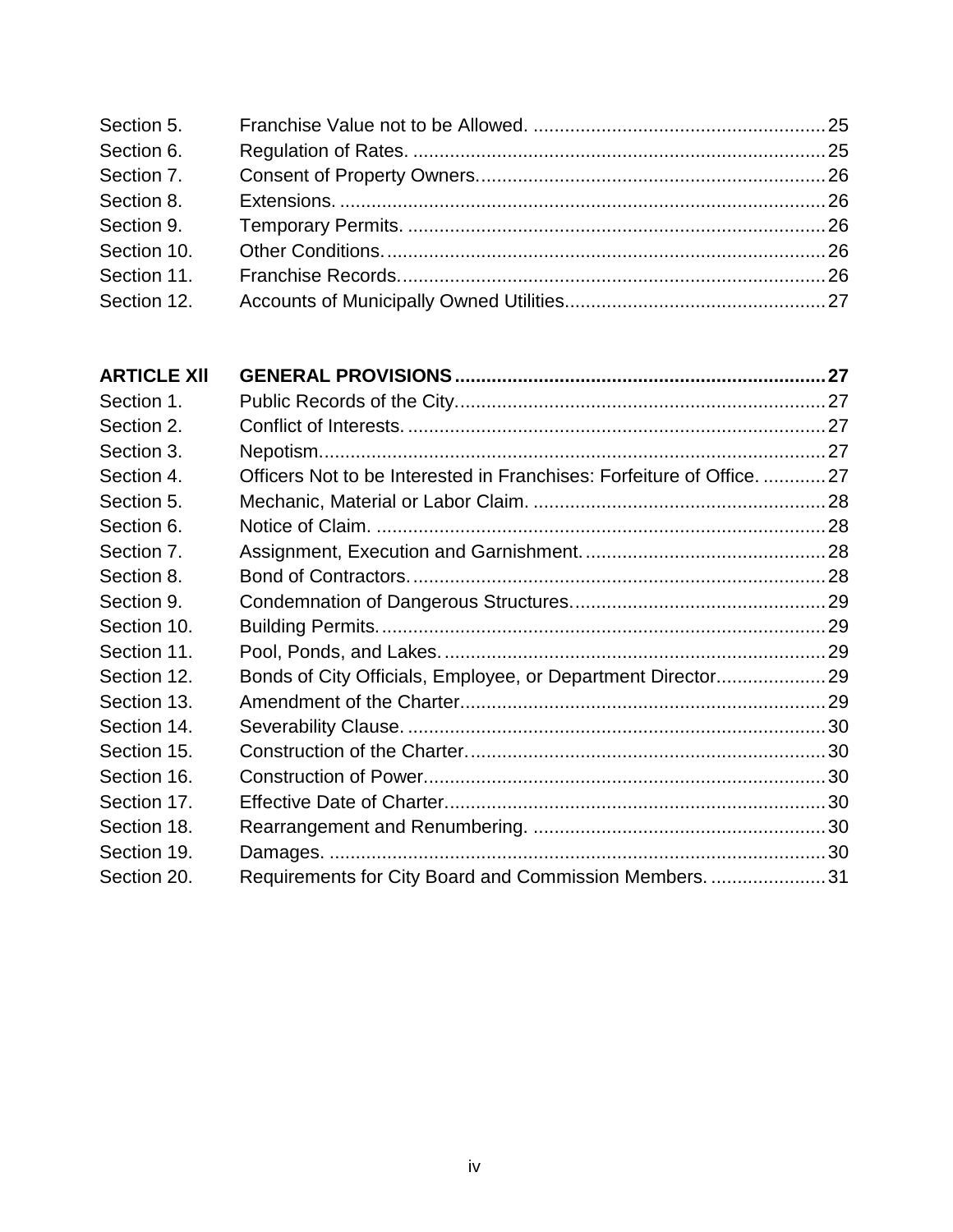| | | |
|---|---|---|
| Section 5. | Franchise Value not to be Allowed. | 25 |
| Section 6. | Regulation of Rates. | 25 |
| Section 7. | Consent of Property Owners. | 26 |
| Section 8. | Extensions. | 26 |
| Section 9. | Temporary Permits. | 26 |
| Section 10. | Other Conditions. | 26 |
| Section 11. | Franchise Records. | 26 |
| Section 12. | Accounts of Municipally Owned Utilities. | 27 |

| | | |
|---|---|---|
| **ARTICLE XII** | **GENERAL PROVISIONS** | **27** |
| Section 1. | Public Records of the City. | 27 |
| Section 2. | Conflict of Interests. | 27 |
| Section 3. | Nepotism. | 27 |
| Section 4. | Officers Not to be Interested in Franchises: Forfeiture of Office. | 27 |
| Section 5. | Mechanic, Material or Labor Claim. | 28 |
| Section 6. | Notice of Claim. | 28 |
| Section 7. | Assignment, Execution and Garnishment. | 28 |
| Section 8. | Bond of Contractors. | 28 |
| Section 9. | Condemnation of Dangerous Structures. | 29 |
| Section 10. | Building Permits. | 29 |
| Section 11. | Pool, Ponds, and Lakes. | 29 |
| Section 12. | Bonds of City Officials, Employee, or Department Director | 29 |
| Section 13. | Amendment of the Charter | 29 |
| Section 14. | Severability Clause. | 30 |
| Section 15. | Construction of the Charter. | 30 |
| Section 16. | Construction of Power | 30 |
| Section 17. | Effective Date of Charter | 30 |
| Section 18. | Rearrangement and Renumbering. | 30 |
| Section 19. | Damages. | 30 |
| Section 20. | Requirements for City Board and Commission Members. | 31 |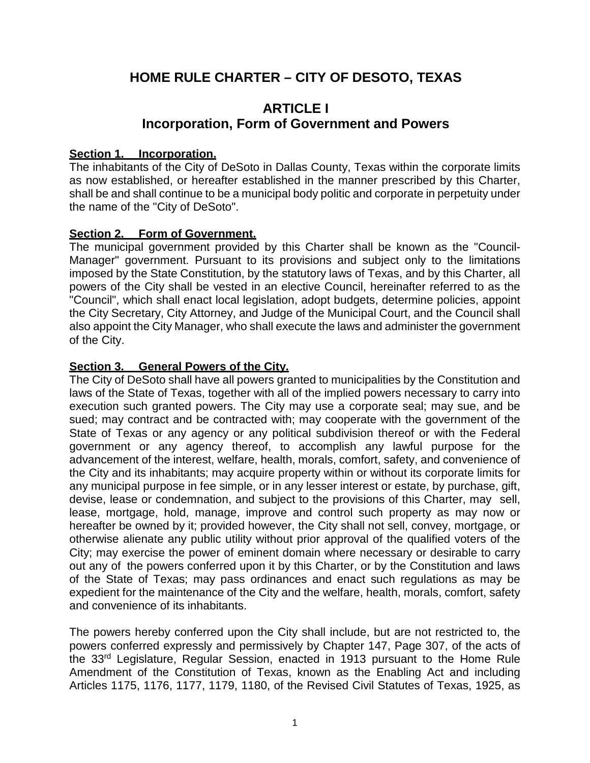# HOME RULE CHARTER – CITY OF DESOTO, TEXAS

## ARTICLE I
## Incorporation, Form of Government and Powers

**Section 1. Incorporation.**
The inhabitants of the City of DeSoto in Dallas County, Texas within the corporate limits as now established, or hereafter established in the manner prescribed by this Charter, shall be and shall continue to be a municipal body politic and corporate in perpetuity under the name of the "City of DeSoto".

**Section 2. Form of Government.**
The municipal government provided by this Charter shall be known as the "Council-Manager" government. Pursuant to its provisions and subject only to the limitations imposed by the State Constitution, by the statutory laws of Texas, and by this Charter, all powers of the City shall be vested in an elective Council, hereinafter referred to as the "Council", which shall enact local legislation, adopt budgets, determine policies, appoint the City Secretary, City Attorney, and Judge of the Municipal Court, and the Council shall also appoint the City Manager, who shall execute the laws and administer the government of the City.

**Section 3. General Powers of the City.**
The City of DeSoto shall have all powers granted to municipalities by the Constitution and laws of the State of Texas, together with all of the implied powers necessary to carry into execution such granted powers. The City may use a corporate seal; may sue, and be sued; may contract and be contracted with; may cooperate with the government of the State of Texas or any agency or any political subdivision thereof or with the Federal government or any agency thereof, to accomplish any lawful purpose for the advancement of the interest, welfare, health, morals, comfort, safety, and convenience of the City and its inhabitants; may acquire property within or without its corporate limits for any municipal purpose in fee simple, or in any lesser interest or estate, by purchase, gift, devise, lease or condemnation, and subject to the provisions of this Charter, may sell, lease, mortgage, hold, manage, improve and control such property as may now or hereafter be owned by it; provided however, the City shall not sell, convey, mortgage, or otherwise alienate any public utility without prior approval of the qualified voters of the City; may exercise the power of eminent domain where necessary or desirable to carry out any of the powers conferred upon it by this Charter, or by the Constitution and laws of the State of Texas; may pass ordinances and enact such regulations as may be expedient for the maintenance of the City and the welfare, health, morals, comfort, safety and convenience of its inhabitants.

The powers hereby conferred upon the City shall include, but are not restricted to, the powers conferred expressly and permissively by Chapter 147, Page 307, of the acts of the 33rd Legislature, Regular Session, enacted in 1913 pursuant to the Home Rule Amendment of the Constitution of Texas, known as the Enabling Act and including Articles 1175, 1176, 1177, 1179, 1180, of the Revised Civil Statutes of Texas, 1925, as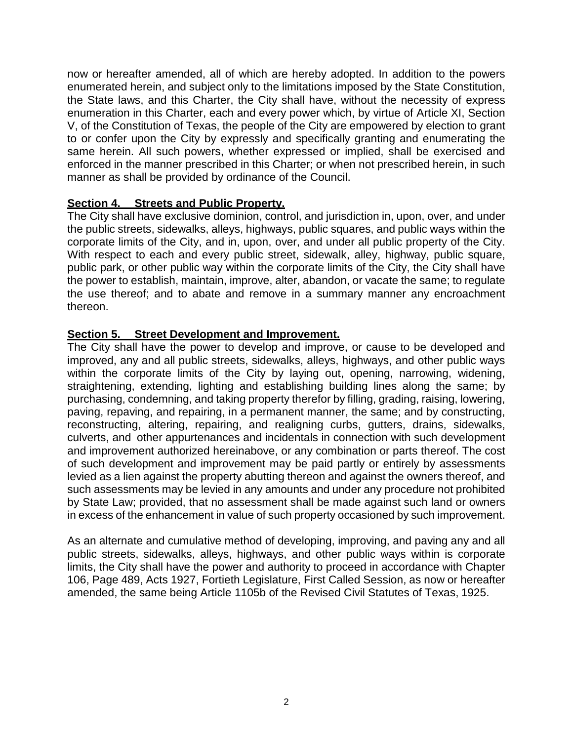now or hereafter amended, all of which are hereby adopted. In addition to the powers enumerated herein, and subject only to the limitations imposed by the State Constitution, the State laws, and this Charter, the City shall have, without the necessity of express enumeration in this Charter, each and every power which, by virtue of Article XI, Section V, of the Constitution of Texas, the people of the City are empowered by election to grant to or confer upon the City by expressly and specifically granting and enumerating the same herein. All such powers, whether expressed or implied, shall be exercised and enforced in the manner prescribed in this Charter; or when not prescribed herein, in such manner as shall be provided by ordinance of the Council.

**Section 4. Streets and Public Property.**

The City shall have exclusive dominion, control, and jurisdiction in, upon, over, and under the public streets, sidewalks, alleys, highways, public squares, and public ways within the corporate limits of the City, and in, upon, over, and under all public property of the City. With respect to each and every public street, sidewalk, alley, highway, public square, public park, or other public way within the corporate limits of the City, the City shall have the power to establish, maintain, improve, alter, abandon, or vacate the same; to regulate the use thereof; and to abate and remove in a summary manner any encroachment thereon.

**Section 5. Street Development and Improvement.**

The City shall have the power to develop and improve, or cause to be developed and improved, any and all public streets, sidewalks, alleys, highways, and other public ways within the corporate limits of the City by laying out, opening, narrowing, widening, straightening, extending, lighting and establishing building lines along the same; by purchasing, condemning, and taking property therefor by filling, grading, raising, lowering, paving, repaving, and repairing, in a permanent manner, the same; and by constructing, reconstructing, altering, repairing, and realigning curbs, gutters, drains, sidewalks, culverts, and other appurtenances and incidentals in connection with such development and improvement authorized hereinabove, or any combination or parts thereof. The cost of such development and improvement may be paid partly or entirely by assessments levied as a lien against the property abutting thereon and against the owners thereof, and such assessments may be levied in any amounts and under any procedure not prohibited by State Law; provided, that no assessment shall be made against such land or owners in excess of the enhancement in value of such property occasioned by such improvement.

As an alternate and cumulative method of developing, improving, and paving any and all public streets, sidewalks, alleys, highways, and other public ways within is corporate limits, the City shall have the power and authority to proceed in accordance with Chapter 106, Page 489, Acts 1927, Fortieth Legislature, First Called Session, as now or hereafter amended, the same being Article 1105b of the Revised Civil Statutes of Texas, 1925.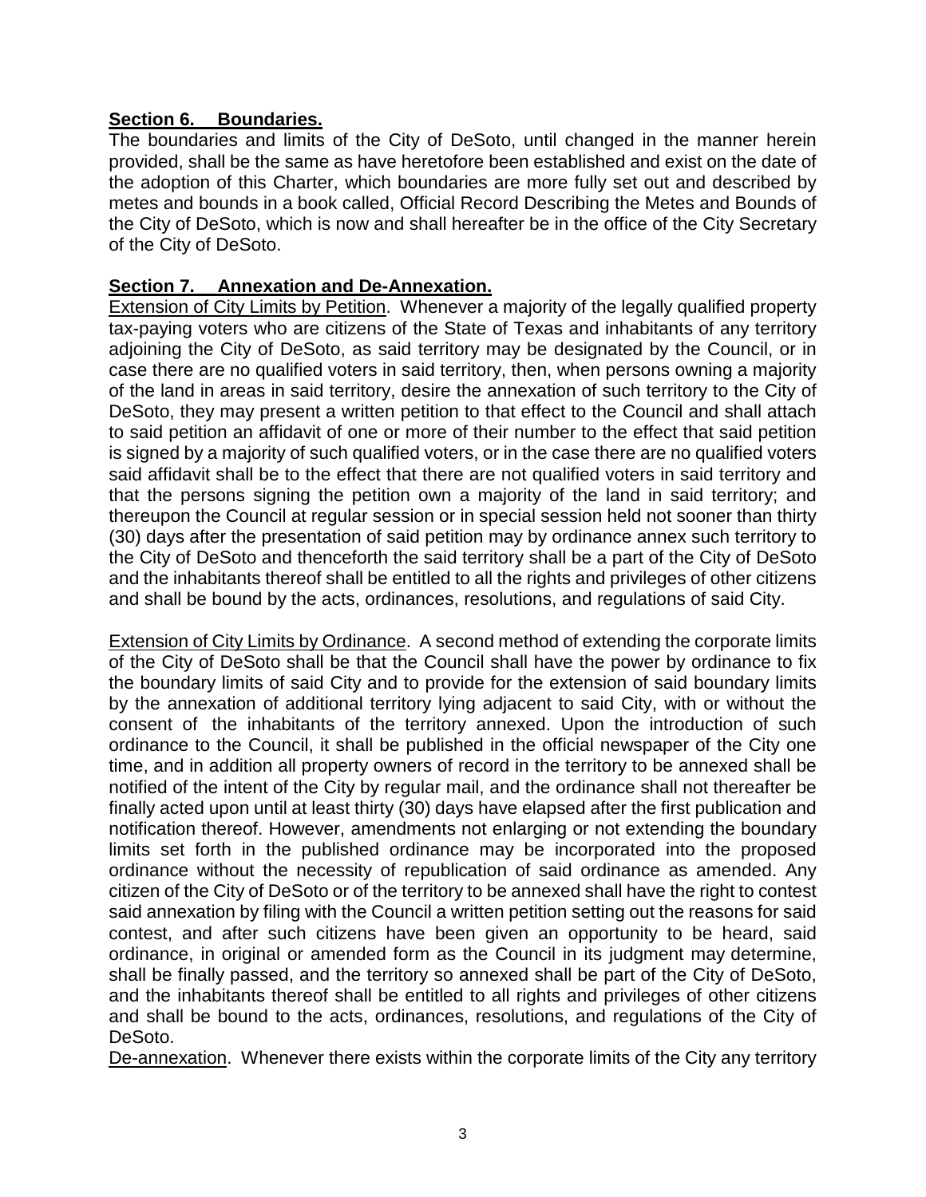**<u>Section 6. Boundaries.</u>**

The boundaries and limits of the City of DeSoto, until changed in the manner herein provided, shall be the same as have heretofore been established and exist on the date of the adoption of this Charter, which boundaries are more fully set out and described by metes and bounds in a book called, Official Record Describing the Metes and Bounds of the City of DeSoto, which is now and shall hereafter be in the office of the City Secretary of the City of DeSoto.

**<u>Section 7. Annexation and De-Annexation.</u>**

<u>Extension of City Limits by Petition</u>. Whenever a majority of the legally qualified property tax-paying voters who are citizens of the State of Texas and inhabitants of any territory adjoining the City of DeSoto, as said territory may be designated by the Council, or in case there are no qualified voters in said territory, then, when persons owning a majority of the land in areas in said territory, desire the annexation of such territory to the City of DeSoto, they may present a written petition to that effect to the Council and shall attach to said petition an affidavit of one or more of their number to the effect that said petition is signed by a majority of such qualified voters, or in the case there are no qualified voters said affidavit shall be to the effect that there are not qualified voters in said territory and that the persons signing the petition own a majority of the land in said territory; and thereupon the Council at regular session or in special session held not sooner than thirty (30) days after the presentation of said petition may by ordinance annex such territory to the City of DeSoto and thenceforth the said territory shall be a part of the City of DeSoto and the inhabitants thereof shall be entitled to all the rights and privileges of other citizens and shall be bound by the acts, ordinances, resolutions, and regulations of said City.

<u>Extension of City Limits by Ordinance</u>. A second method of extending the corporate limits of the City of DeSoto shall be that the Council shall have the power by ordinance to fix the boundary limits of said City and to provide for the extension of said boundary limits by the annexation of additional territory lying adjacent to said City, with or without the consent of the inhabitants of the territory annexed. Upon the introduction of such ordinance to the Council, it shall be published in the official newspaper of the City one time, and in addition all property owners of record in the territory to be annexed shall be notified of the intent of the City by regular mail, and the ordinance shall not thereafter be finally acted upon until at least thirty (30) days have elapsed after the first publication and notification thereof. However, amendments not enlarging or not extending the boundary limits set forth in the published ordinance may be incorporated into the proposed ordinance without the necessity of republication of said ordinance as amended. Any citizen of the City of DeSoto or of the territory to be annexed shall have the right to contest said annexation by filing with the Council a written petition setting out the reasons for said contest, and after such citizens have been given an opportunity to be heard, said ordinance, in original or amended form as the Council in its judgment may determine, shall be finally passed, and the territory so annexed shall be part of the City of DeSoto, and the inhabitants thereof shall be entitled to all rights and privileges of other citizens and shall be bound to the acts, ordinances, resolutions, and regulations of the City of DeSoto.

<u>De-annexation</u>. Whenever there exists within the corporate limits of the City any territory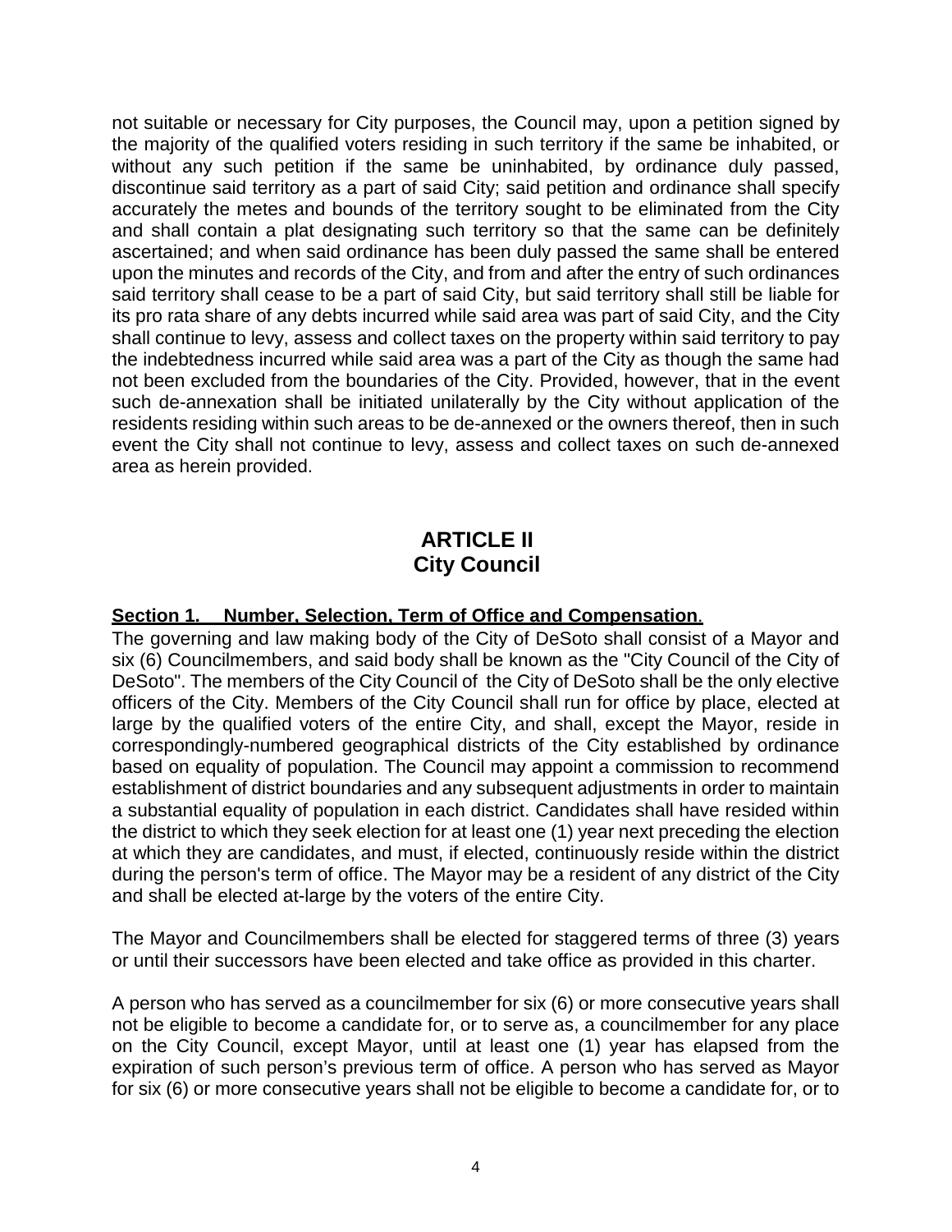not suitable or necessary for City purposes, the Council may, upon a petition signed by the majority of the qualified voters residing in such territory if the same be inhabited, or without any such petition if the same be uninhabited, by ordinance duly passed, discontinue said territory as a part of said City; said petition and ordinance shall specify accurately the metes and bounds of the territory sought to be eliminated from the City and shall contain a plat designating such territory so that the same can be definitely ascertained; and when said ordinance has been duly passed the same shall be entered upon the minutes and records of the City, and from and after the entry of such ordinances said territory shall cease to be a part of said City, but said territory shall still be liable for its pro rata share of any debts incurred while said area was part of said City, and the City shall continue to levy, assess and collect taxes on the property within said territory to pay the indebtedness incurred while said area was a part of the City as though the same had not been excluded from the boundaries of the City. Provided, however, that in the event such de-annexation shall be initiated unilaterally by the City without application of the residents residing within such areas to be de-annexed or the owners thereof, then in such event the City shall not continue to levy, assess and collect taxes on such de-annexed area as herein provided.

# ARTICLE II
# City Council

**Section 1. Number, Selection, Term of Office and Compensation.**
The governing and law making body of the City of DeSoto shall consist of a Mayor and six (6) Councilmembers, and said body shall be known as the "City Council of the City of DeSoto". The members of the City Council of the City of DeSoto shall be the only elective officers of the City. Members of the City Council shall run for office by place, elected at large by the qualified voters of the entire City, and shall, except the Mayor, reside in correspondingly-numbered geographical districts of the City established by ordinance based on equality of population. The Council may appoint a commission to recommend establishment of district boundaries and any subsequent adjustments in order to maintain a substantial equality of population in each district. Candidates shall have resided within the district to which they seek election for at least one (1) year next preceding the election at which they are candidates, and must, if elected, continuously reside within the district during the person's term of office. The Mayor may be a resident of any district of the City and shall be elected at-large by the voters of the entire City.

The Mayor and Councilmembers shall be elected for staggered terms of three (3) years or until their successors have been elected and take office as provided in this charter.

A person who has served as a councilmember for six (6) or more consecutive years shall not be eligible to become a candidate for, or to serve as, a councilmember for any place on the City Council, except Mayor, until at least one (1) year has elapsed from the expiration of such person's previous term of office. A person who has served as Mayor for six (6) or more consecutive years shall not be eligible to become a candidate for, or to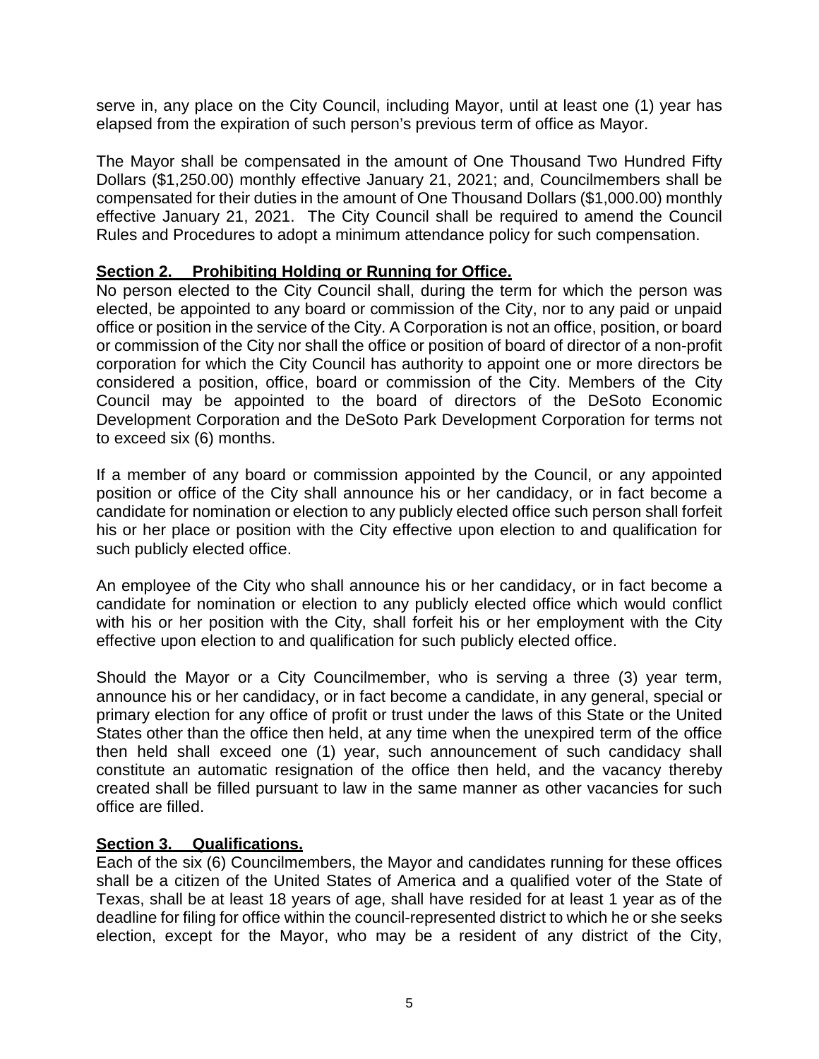serve in, any place on the City Council, including Mayor, until at least one (1) year has elapsed from the expiration of such person's previous term of office as Mayor.

The Mayor shall be compensated in the amount of One Thousand Two Hundred Fifty Dollars ($1,250.00) monthly effective January 21, 2021; and, Councilmembers shall be compensated for their duties in the amount of One Thousand Dollars ($1,000.00) monthly effective January 21, 2021. The City Council shall be required to amend the Council Rules and Procedures to adopt a minimum attendance policy for such compensation.

**Section 2. Prohibiting Holding or Running for Office.**

No person elected to the City Council shall, during the term for which the person was elected, be appointed to any board or commission of the City, nor to any paid or unpaid office or position in the service of the City. A Corporation is not an office, position, or board or commission of the City nor shall the office or position of board of director of a non-profit corporation for which the City Council has authority to appoint one or more directors be considered a position, office, board or commission of the City. Members of the City Council may be appointed to the board of directors of the DeSoto Economic Development Corporation and the DeSoto Park Development Corporation for terms not to exceed six (6) months.

If a member of any board or commission appointed by the Council, or any appointed position or office of the City shall announce his or her candidacy, or in fact become a candidate for nomination or election to any publicly elected office such person shall forfeit his or her place or position with the City effective upon election to and qualification for such publicly elected office.

An employee of the City who shall announce his or her candidacy, or in fact become a candidate for nomination or election to any publicly elected office which would conflict with his or her position with the City, shall forfeit his or her employment with the City effective upon election to and qualification for such publicly elected office.

Should the Mayor or a City Councilmember, who is serving a three (3) year term, announce his or her candidacy, or in fact become a candidate, in any general, special or primary election for any office of profit or trust under the laws of this State or the United States other than the office then held, at any time when the unexpired term of the office then held shall exceed one (1) year, such announcement of such candidacy shall constitute an automatic resignation of the office then held, and the vacancy thereby created shall be filled pursuant to law in the same manner as other vacancies for such office are filled.

**Section 3. Qualifications.**

Each of the six (6) Councilmembers, the Mayor and candidates running for these offices shall be a citizen of the United States of America and a qualified voter of the State of Texas, shall be at least 18 years of age, shall have resided for at least 1 year as of the deadline for filing for office within the council-represented district to which he or she seeks election, except for the Mayor, who may be a resident of any district of the City,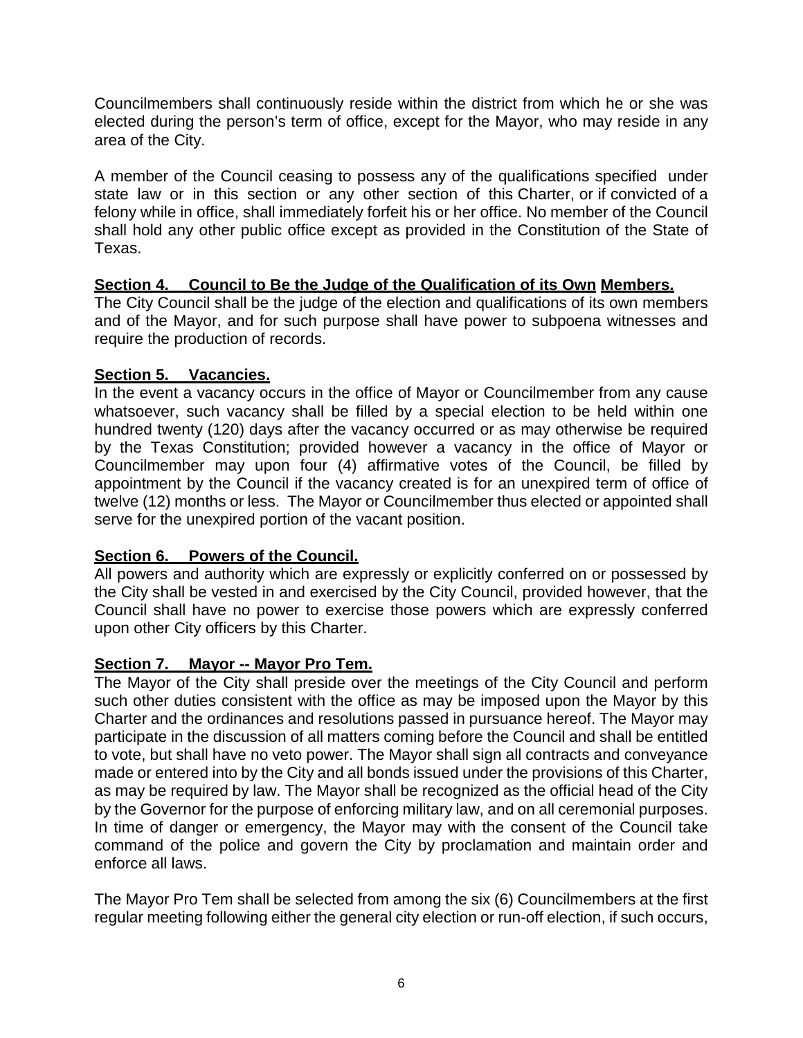Councilmembers shall continuously reside within the district from which he or she was elected during the person's term of office, except for the Mayor, who may reside in any area of the City.

A member of the Council ceasing to possess any of the qualifications specified under state law or in this section or any other section of this Charter, or if convicted of a felony while in office, shall immediately forfeit his or her office. No member of the Council shall hold any other public office except as provided in the Constitution of the State of Texas.

**Section 4. Council to Be the Judge of the Qualification of its Own Members.**
The City Council shall be the judge of the election and qualifications of its own members and of the Mayor, and for such purpose shall have power to subpoena witnesses and require the production of records.

**Section 5. Vacancies.**
In the event a vacancy occurs in the office of Mayor or Councilmember from any cause whatsoever, such vacancy shall be filled by a special election to be held within one hundred twenty (120) days after the vacancy occurred or as may otherwise be required by the Texas Constitution; provided however a vacancy in the office of Mayor or Councilmember may upon four (4) affirmative votes of the Council, be filled by appointment by the Council if the vacancy created is for an unexpired term of office of twelve (12) months or less. The Mayor or Councilmember thus elected or appointed shall serve for the unexpired portion of the vacant position.

**Section 6. Powers of the Council.**
All powers and authority which are expressly or explicitly conferred on or possessed by the City shall be vested in and exercised by the City Council, provided however, that the Council shall have no power to exercise those powers which are expressly conferred upon other City officers by this Charter.

**Section 7. Mayor -- Mayor Pro Tem.**
The Mayor of the City shall preside over the meetings of the City Council and perform such other duties consistent with the office as may be imposed upon the Mayor by this Charter and the ordinances and resolutions passed in pursuance hereof. The Mayor may participate in the discussion of all matters coming before the Council and shall be entitled to vote, but shall have no veto power. The Mayor shall sign all contracts and conveyance made or entered into by the City and all bonds issued under the provisions of this Charter, as may be required by law. The Mayor shall be recognized as the official head of the City by the Governor for the purpose of enforcing military law, and on all ceremonial purposes. In time of danger or emergency, the Mayor may with the consent of the Council take command of the police and govern the City by proclamation and maintain order and enforce all laws.

The Mayor Pro Tem shall be selected from among the six (6) Councilmembers at the first regular meeting following either the general city election or run-off election, if such occurs,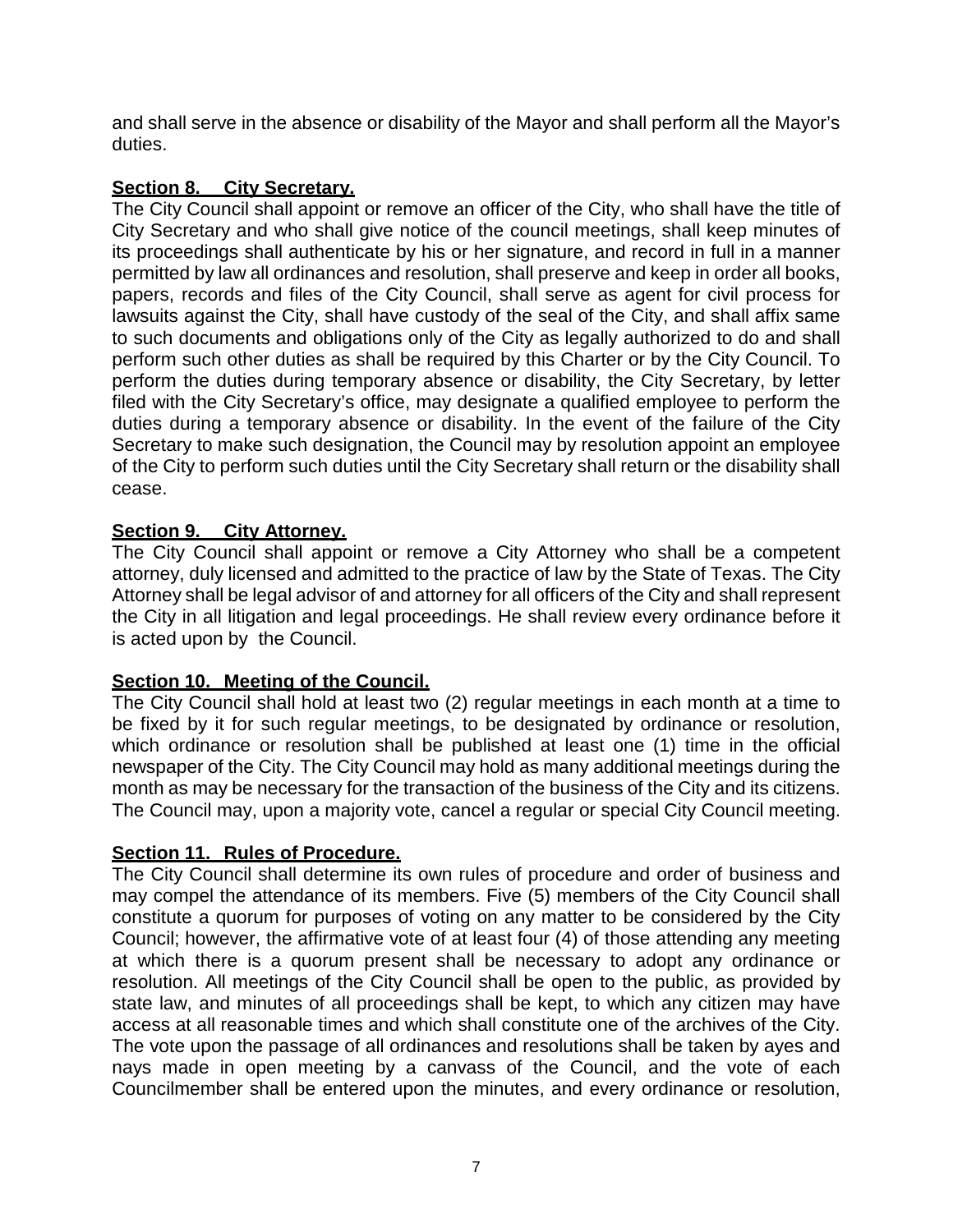and shall serve in the absence or disability of the Mayor and shall perform all the Mayor's duties.

**Section 8. City Secretary.**

The City Council shall appoint or remove an officer of the City, who shall have the title of City Secretary and who shall give notice of the council meetings, shall keep minutes of its proceedings shall authenticate by his or her signature, and record in full in a manner permitted by law all ordinances and resolution, shall preserve and keep in order all books, papers, records and files of the City Council, shall serve as agent for civil process for lawsuits against the City, shall have custody of the seal of the City, and shall affix same to such documents and obligations only of the City as legally authorized to do and shall perform such other duties as shall be required by this Charter or by the City Council. To perform the duties during temporary absence or disability, the City Secretary, by letter filed with the City Secretary's office, may designate a qualified employee to perform the duties during a temporary absence or disability. In the event of the failure of the City Secretary to make such designation, the Council may by resolution appoint an employee of the City to perform such duties until the City Secretary shall return or the disability shall cease.

**Section 9. City Attorney.**

The City Council shall appoint or remove a City Attorney who shall be a competent attorney, duly licensed and admitted to the practice of law by the State of Texas. The City Attorney shall be legal advisor of and attorney for all officers of the City and shall represent the City in all litigation and legal proceedings. He shall review every ordinance before it is acted upon by the Council.

**Section 10. Meeting of the Council.**

The City Council shall hold at least two (2) regular meetings in each month at a time to be fixed by it for such regular meetings, to be designated by ordinance or resolution, which ordinance or resolution shall be published at least one (1) time in the official newspaper of the City. The City Council may hold as many additional meetings during the month as may be necessary for the transaction of the business of the City and its citizens. The Council may, upon a majority vote, cancel a regular or special City Council meeting.

**Section 11. Rules of Procedure.**

The City Council shall determine its own rules of procedure and order of business and may compel the attendance of its members. Five (5) members of the City Council shall constitute a quorum for purposes of voting on any matter to be considered by the City Council; however, the affirmative vote of at least four (4) of those attending any meeting at which there is a quorum present shall be necessary to adopt any ordinance or resolution. All meetings of the City Council shall be open to the public, as provided by state law, and minutes of all proceedings shall be kept, to which any citizen may have access at all reasonable times and which shall constitute one of the archives of the City. The vote upon the passage of all ordinances and resolutions shall be taken by ayes and nays made in open meeting by a canvass of the Council, and the vote of each Councilmember shall be entered upon the minutes, and every ordinance or resolution,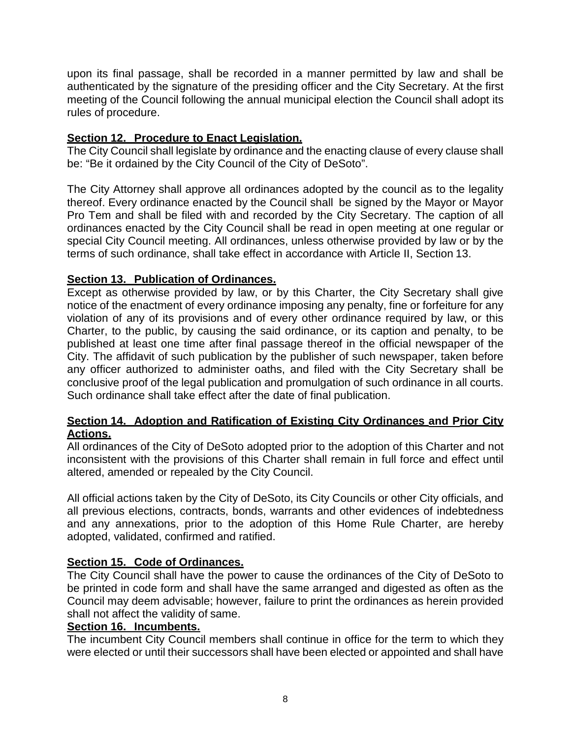upon its final passage, shall be recorded in a manner permitted by law and shall be authenticated by the signature of the presiding officer and the City Secretary. At the first meeting of the Council following the annual municipal election the Council shall adopt its rules of procedure.

**Section 12. Procedure to Enact Legislation.**

The City Council shall legislate by ordinance and the enacting clause of every clause shall be: "Be it ordained by the City Council of the City of DeSoto".

The City Attorney shall approve all ordinances adopted by the council as to the legality thereof. Every ordinance enacted by the Council shall be signed by the Mayor or Mayor Pro Tem and shall be filed with and recorded by the City Secretary. The caption of all ordinances enacted by the City Council shall be read in open meeting at one regular or special City Council meeting. All ordinances, unless otherwise provided by law or by the terms of such ordinance, shall take effect in accordance with Article II, Section 13.

**Section 13. Publication of Ordinances.**

Except as otherwise provided by law, or by this Charter, the City Secretary shall give notice of the enactment of every ordinance imposing any penalty, fine or forfeiture for any violation of any of its provisions and of every other ordinance required by law, or this Charter, to the public, by causing the said ordinance, or its caption and penalty, to be published at least one time after final passage thereof in the official newspaper of the City. The affidavit of such publication by the publisher of such newspaper, taken before any officer authorized to administer oaths, and filed with the City Secretary shall be conclusive proof of the legal publication and promulgation of such ordinance in all courts. Such ordinance shall take effect after the date of final publication.

**Section 14. Adoption and Ratification of Existing City Ordinances and Prior City Actions.**

All ordinances of the City of DeSoto adopted prior to the adoption of this Charter and not inconsistent with the provisions of this Charter shall remain in full force and effect until altered, amended or repealed by the City Council.

All official actions taken by the City of DeSoto, its City Councils or other City officials, and all previous elections, contracts, bonds, warrants and other evidences of indebtedness and any annexations, prior to the adoption of this Home Rule Charter, are hereby adopted, validated, confirmed and ratified.

**Section 15. Code of Ordinances.**

The City Council shall have the power to cause the ordinances of the City of DeSoto to be printed in code form and shall have the same arranged and digested as often as the Council may deem advisable; however, failure to print the ordinances as herein provided shall not affect the validity of same.

**Section 16. Incumbents.**

The incumbent City Council members shall continue in office for the term to which they were elected or until their successors shall have been elected or appointed and shall have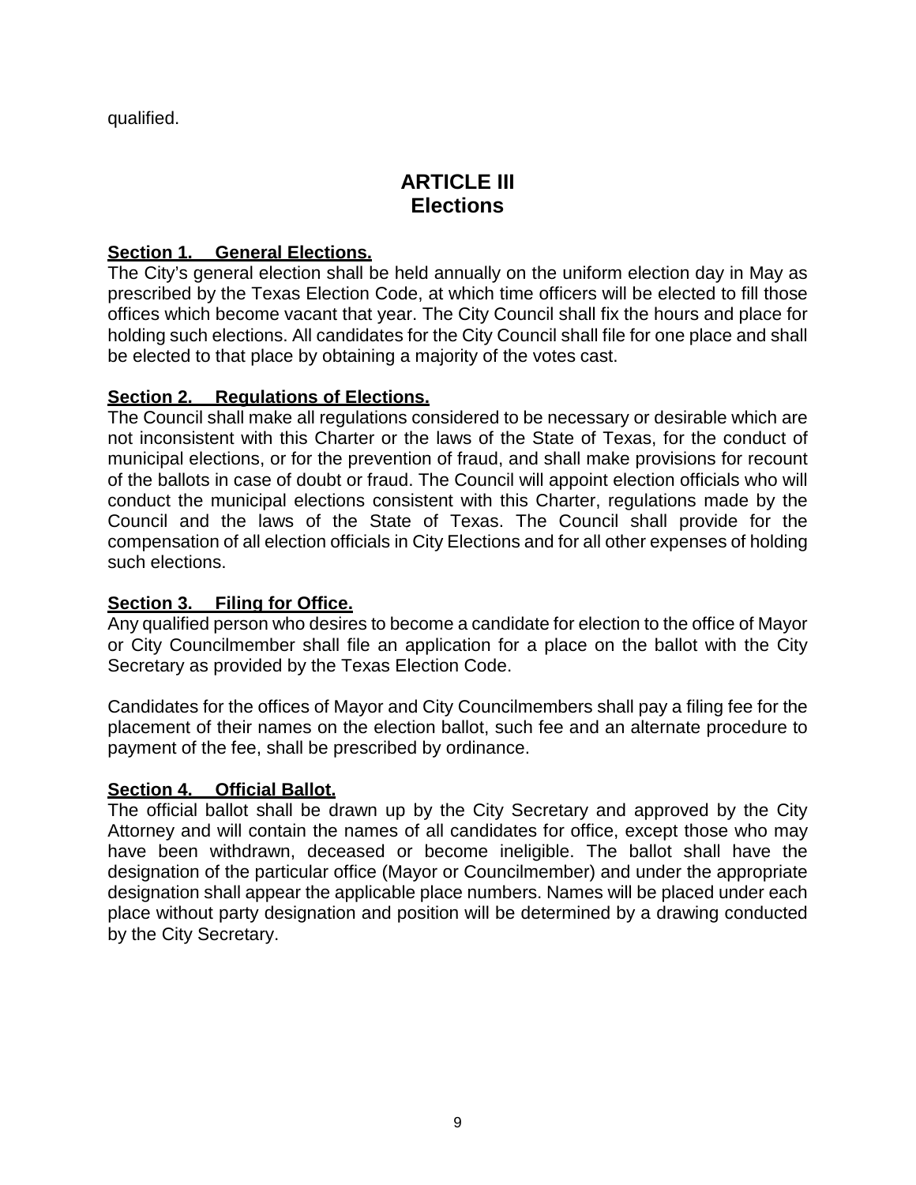qualified.

# ARTICLE III
# Elections

**Section 1. General Elections.**
The City's general election shall be held annually on the uniform election day in May as prescribed by the Texas Election Code, at which time officers will be elected to fill those offices which become vacant that year. The City Council shall fix the hours and place for holding such elections. All candidates for the City Council shall file for one place and shall be elected to that place by obtaining a majority of the votes cast.

**Section 2. Regulations of Elections.**
The Council shall make all regulations considered to be necessary or desirable which are not inconsistent with this Charter or the laws of the State of Texas, for the conduct of municipal elections, or for the prevention of fraud, and shall make provisions for recount of the ballots in case of doubt or fraud. The Council will appoint election officials who will conduct the municipal elections consistent with this Charter, regulations made by the Council and the laws of the State of Texas. The Council shall provide for the compensation of all election officials in City Elections and for all other expenses of holding such elections.

**Section 3. Filing for Office.**
Any qualified person who desires to become a candidate for election to the office of Mayor or City Councilmember shall file an application for a place on the ballot with the City Secretary as provided by the Texas Election Code.

Candidates for the offices of Mayor and City Councilmembers shall pay a filing fee for the placement of their names on the election ballot, such fee and an alternate procedure to payment of the fee, shall be prescribed by ordinance.

**Section 4. Official Ballot.**
The official ballot shall be drawn up by the City Secretary and approved by the City Attorney and will contain the names of all candidates for office, except those who may have been withdrawn, deceased or become ineligible. The ballot shall have the designation of the particular office (Mayor or Councilmember) and under the appropriate designation shall appear the applicable place numbers. Names will be placed under each place without party designation and position will be determined by a drawing conducted by the City Secretary.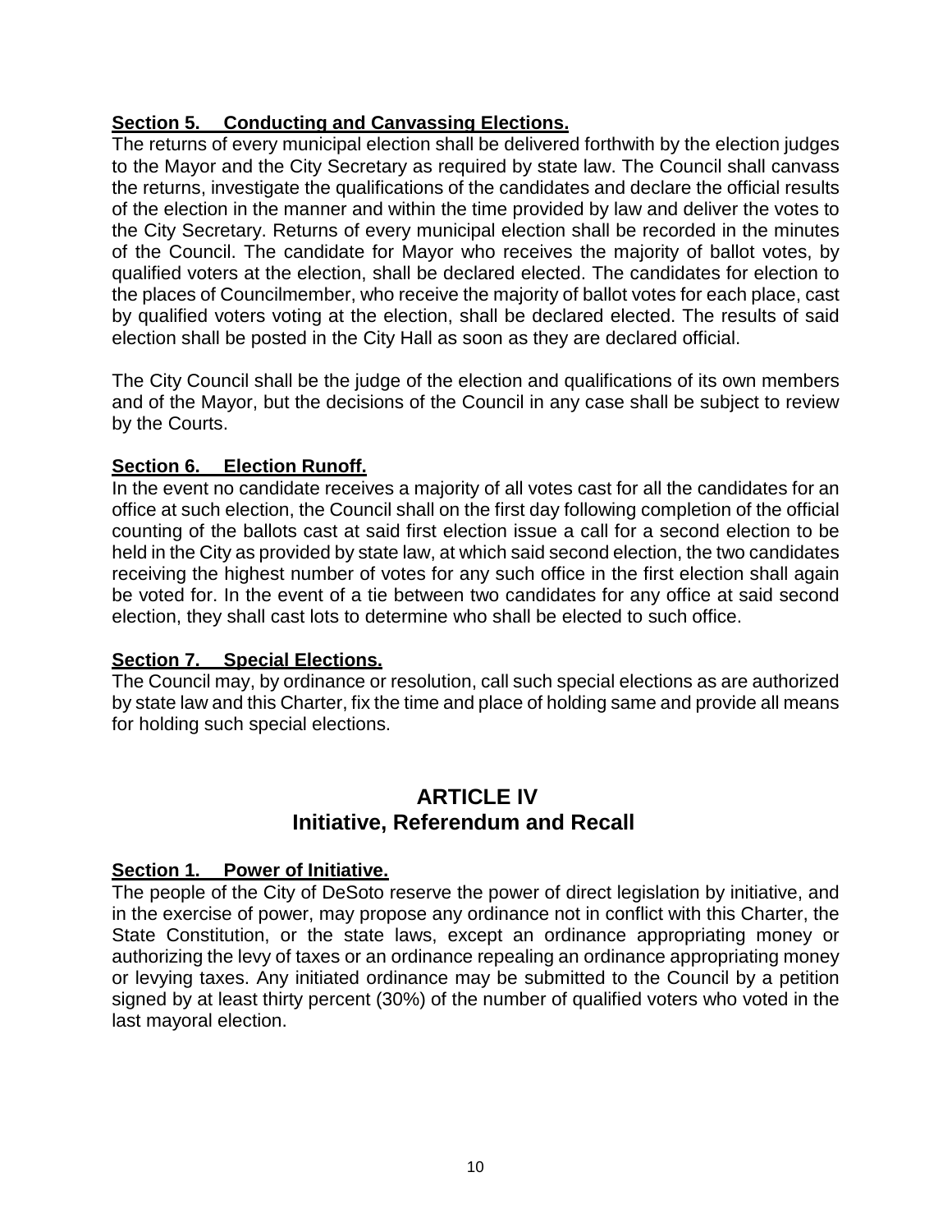**Section 5. Conducting and Canvassing Elections.**

The returns of every municipal election shall be delivered forthwith by the election judges to the Mayor and the City Secretary as required by state law. The Council shall canvass the returns, investigate the qualifications of the candidates and declare the official results of the election in the manner and within the time provided by law and deliver the votes to the City Secretary. Returns of every municipal election shall be recorded in the minutes of the Council. The candidate for Mayor who receives the majority of ballot votes, by qualified voters at the election, shall be declared elected. The candidates for election to the places of Councilmember, who receive the majority of ballot votes for each place, cast by qualified voters voting at the election, shall be declared elected. The results of said election shall be posted in the City Hall as soon as they are declared official.

The City Council shall be the judge of the election and qualifications of its own members and of the Mayor, but the decisions of the Council in any case shall be subject to review by the Courts.

**Section 6. Election Runoff.**

In the event no candidate receives a majority of all votes cast for all the candidates for an office at such election, the Council shall on the first day following completion of the official counting of the ballots cast at said first election issue a call for a second election to be held in the City as provided by state law, at which said second election, the two candidates receiving the highest number of votes for any such office in the first election shall again be voted for. In the event of a tie between two candidates for any office at said second election, they shall cast lots to determine who shall be elected to such office.

**Section 7. Special Elections.**

The Council may, by ordinance or resolution, call such special elections as are authorized by state law and this Charter, fix the time and place of holding same and provide all means for holding such special elections.

## ARTICLE IV
## Initiative, Referendum and Recall

**Section 1. Power of Initiative.**

The people of the City of DeSoto reserve the power of direct legislation by initiative, and in the exercise of power, may propose any ordinance not in conflict with this Charter, the State Constitution, or the state laws, except an ordinance appropriating money or authorizing the levy of taxes or an ordinance repealing an ordinance appropriating money or levying taxes. Any initiated ordinance may be submitted to the Council by a petition signed by at least thirty percent (30%) of the number of qualified voters who voted in the last mayoral election.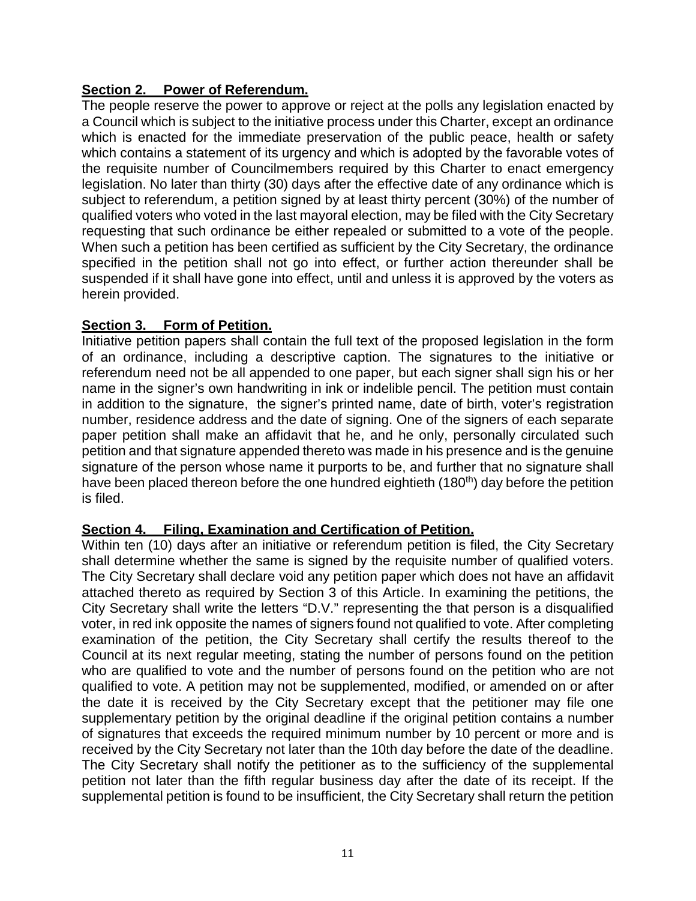**Section 2. Power of Referendum.**

The people reserve the power to approve or reject at the polls any legislation enacted by a Council which is subject to the initiative process under this Charter, except an ordinance which is enacted for the immediate preservation of the public peace, health or safety which contains a statement of its urgency and which is adopted by the favorable votes of the requisite number of Councilmembers required by this Charter to enact emergency legislation. No later than thirty (30) days after the effective date of any ordinance which is subject to referendum, a petition signed by at least thirty percent (30%) of the number of qualified voters who voted in the last mayoral election, may be filed with the City Secretary requesting that such ordinance be either repealed or submitted to a vote of the people. When such a petition has been certified as sufficient by the City Secretary, the ordinance specified in the petition shall not go into effect, or further action thereunder shall be suspended if it shall have gone into effect, until and unless it is approved by the voters as herein provided.

**Section 3. Form of Petition.**

Initiative petition papers shall contain the full text of the proposed legislation in the form of an ordinance, including a descriptive caption. The signatures to the initiative or referendum need not be all appended to one paper, but each signer shall sign his or her name in the signer's own handwriting in ink or indelible pencil. The petition must contain in addition to the signature, the signer's printed name, date of birth, voter's registration number, residence address and the date of signing. One of the signers of each separate paper petition shall make an affidavit that he, and he only, personally circulated such petition and that signature appended thereto was made in his presence and is the genuine signature of the person whose name it purports to be, and further that no signature shall have been placed thereon before the one hundred eightieth (180th) day before the petition is filed.

**Section 4. Filing, Examination and Certification of Petition.**

Within ten (10) days after an initiative or referendum petition is filed, the City Secretary shall determine whether the same is signed by the requisite number of qualified voters. The City Secretary shall declare void any petition paper which does not have an affidavit attached thereto as required by Section 3 of this Article. In examining the petitions, the City Secretary shall write the letters "D.V." representing the that person is a disqualified voter, in red ink opposite the names of signers found not qualified to vote. After completing examination of the petition, the City Secretary shall certify the results thereof to the Council at its next regular meeting, stating the number of persons found on the petition who are qualified to vote and the number of persons found on the petition who are not qualified to vote. A petition may not be supplemented, modified, or amended on or after the date it is received by the City Secretary except that the petitioner may file one supplementary petition by the original deadline if the original petition contains a number of signatures that exceeds the required minimum number by 10 percent or more and is received by the City Secretary not later than the 10th day before the date of the deadline. The City Secretary shall notify the petitioner as to the sufficiency of the supplemental petition not later than the fifth regular business day after the date of its receipt. If the supplemental petition is found to be insufficient, the City Secretary shall return the petition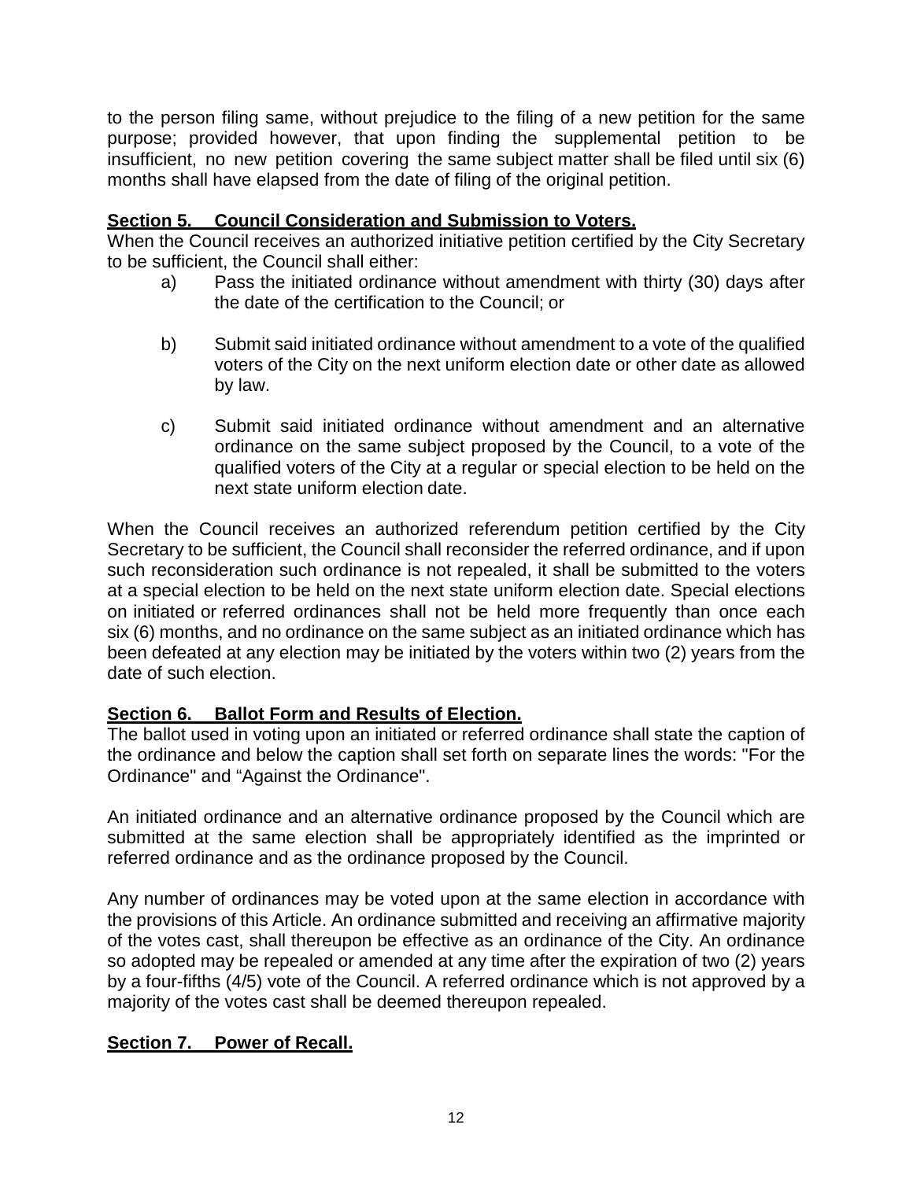to the person filing same, without prejudice to the filing of a new petition for the same purpose; provided however, that upon finding the supplemental petition to be insufficient, no new petition covering the same subject matter shall be filed until six (6) months shall have elapsed from the date of filing of the original petition.

## Section 5. Council Consideration and Submission to Voters.

When the Council receives an authorized initiative petition certified by the City Secretary to be sufficient, the Council shall either:

a) Pass the initiated ordinance without amendment with thirty (30) days after the date of the certification to the Council; or

b) Submit said initiated ordinance without amendment to a vote of the qualified voters of the City on the next uniform election date or other date as allowed by law.

c) Submit said initiated ordinance without amendment and an alternative ordinance on the same subject proposed by the Council, to a vote of the qualified voters of the City at a regular or special election to be held on the next state uniform election date.

When the Council receives an authorized referendum petition certified by the City Secretary to be sufficient, the Council shall reconsider the referred ordinance, and if upon such reconsideration such ordinance is not repealed, it shall be submitted to the voters at a special election to be held on the next state uniform election date. Special elections on initiated or referred ordinances shall not be held more frequently than once each six (6) months, and no ordinance on the same subject as an initiated ordinance which has been defeated at any election may be initiated by the voters within two (2) years from the date of such election.

## Section 6. Ballot Form and Results of Election.

The ballot used in voting upon an initiated or referred ordinance shall state the caption of the ordinance and below the caption shall set forth on separate lines the words: "For the Ordinance" and "Against the Ordinance".

An initiated ordinance and an alternative ordinance proposed by the Council which are submitted at the same election shall be appropriately identified as the imprinted or referred ordinance and as the ordinance proposed by the Council.

Any number of ordinances may be voted upon at the same election in accordance with the provisions of this Article. An ordinance submitted and receiving an affirmative majority of the votes cast, shall thereupon be effective as an ordinance of the City. An ordinance so adopted may be repealed or amended at any time after the expiration of two (2) years by a four-fifths (4/5) vote of the Council. A referred ordinance which is not approved by a majority of the votes cast shall be deemed thereupon repealed.

## Section 7. Power of Recall.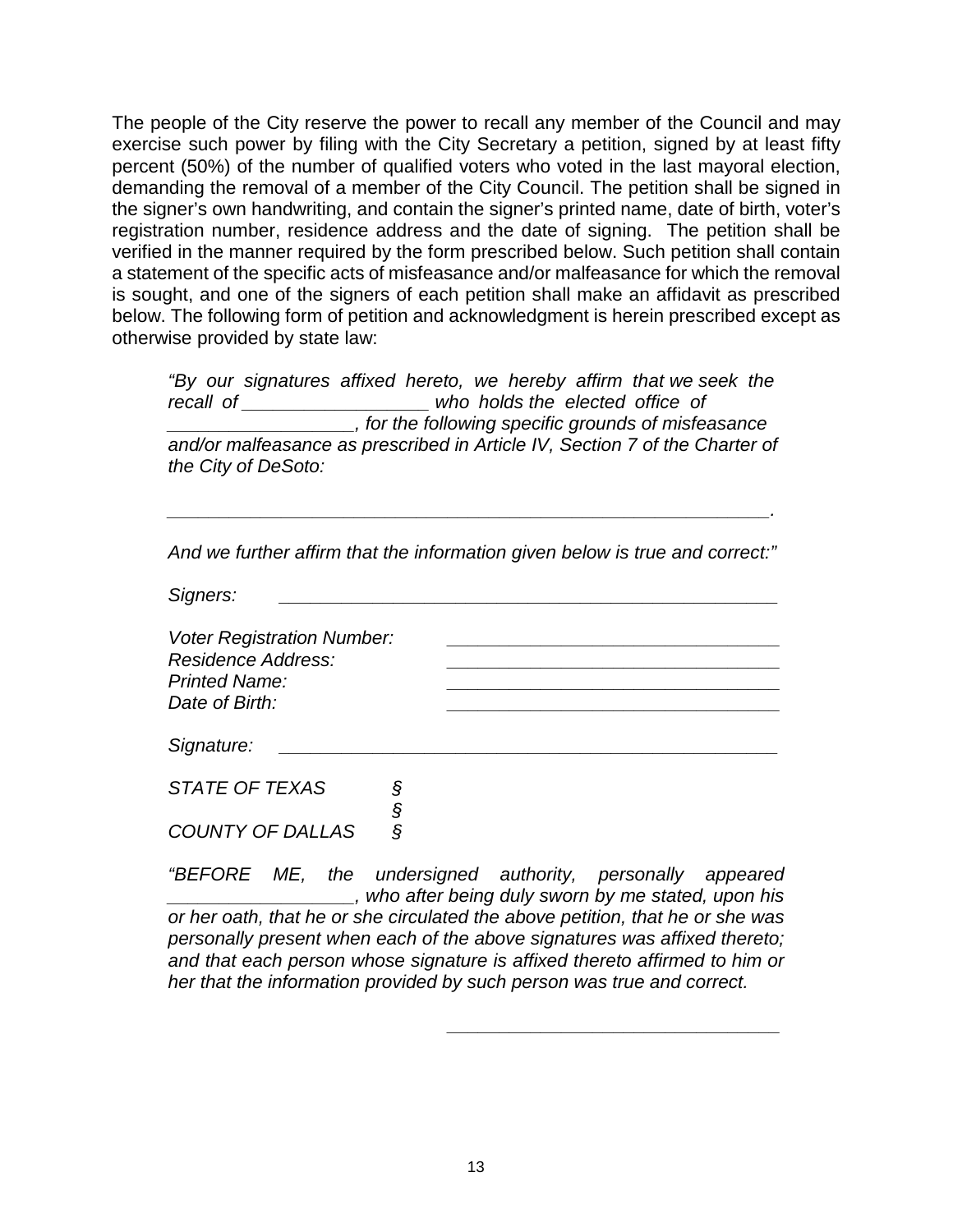The people of the City reserve the power to recall any member of the Council and may exercise such power by filing with the City Secretary a petition, signed by at least fifty percent (50%) of the number of qualified voters who voted in the last mayoral election, demanding the removal of a member of the City Council. The petition shall be signed in the signer's own handwriting, and contain the signer's printed name, date of birth, voter's registration number, residence address and the date of signing. The petition shall be verified in the manner required by the form prescribed below. Such petition shall contain a statement of the specific acts of misfeasance and/or malfeasance for which the removal is sought, and one of the signers of each petition shall make an affidavit as prescribed below. The following form of petition and acknowledgment is herein prescribed except as otherwise provided by state law:

*"By our signatures affixed hereto, we hereby affirm that we seek the recall of __________________ who holds the elected office of __________________, for the following specific grounds of misfeasance and/or malfeasance as prescribed in Article IV, Section 7 of the Charter of the City of DeSoto:*

*_______________________________________________________________.*

*And we further affirm that the information given below is true and correct:"*

*Signers:* _______________________________________________

*Voter Registration Number:* _________________________________
*Residence Address:* _________________________________
*Printed Name:* _________________________________
*Date of Birth:* _________________________________

*Signature:* _______________________________________________

*STATE OF TEXAS* §
§
*COUNTY OF DALLAS* §

*"BEFORE ME, the undersigned authority, personally appeared __________________, who after being duly sworn by me stated, upon his or her oath, that he or she circulated the above petition, that he or she was personally present when each of the above signatures was affixed thereto; and that each person whose signature is affixed thereto affirmed to him or her that the information provided by such person was true and correct.*

_________________________________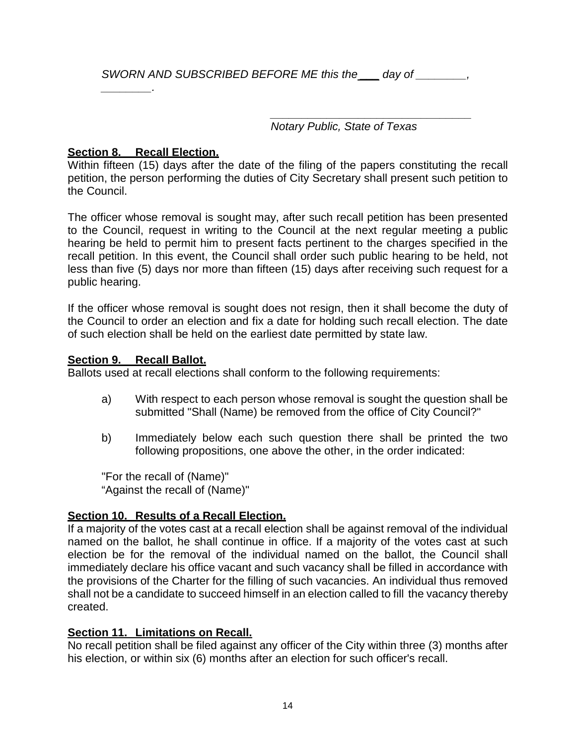*SWORN AND SUBSCRIBED BEFORE ME this the \_\_\_ day of \_\_\_\_\_\_\_\_, \_\_\_\_\_\_\_\_.*

\_\_\_\_\_\_\_\_\_\_\_\_\_\_\_\_\_\_\_\_\_\_\_\_\_\_\_\_\_\_\_\_\_\_
*Notary Public, State of Texas*

**Section 8. Recall Election.**

Within fifteen (15) days after the date of the filing of the papers constituting the recall petition, the person performing the duties of City Secretary shall present such petition to the Council.

The officer whose removal is sought may, after such recall petition has been presented to the Council, request in writing to the Council at the next regular meeting a public hearing be held to permit him to present facts pertinent to the charges specified in the recall petition. In this event, the Council shall order such public hearing to be held, not less than five (5) days nor more than fifteen (15) days after receiving such request for a public hearing.

If the officer whose removal is sought does not resign, then it shall become the duty of the Council to order an election and fix a date for holding such recall election. The date of such election shall be held on the earliest date permitted by state law.

**Section 9. Recall Ballot.**

Ballots used at recall elections shall conform to the following requirements:

a) With respect to each person whose removal is sought the question shall be submitted "Shall (Name) be removed from the office of City Council?"

b) Immediately below each such question there shall be printed the two following propositions, one above the other, in the order indicated:

"For the recall of (Name)"
"Against the recall of (Name)"

**Section 10. Results of a Recall Election.**

If a majority of the votes cast at a recall election shall be against removal of the individual named on the ballot, he shall continue in office. If a majority of the votes cast at such election be for the removal of the individual named on the ballot, the Council shall immediately declare his office vacant and such vacancy shall be filled in accordance with the provisions of the Charter for the filling of such vacancies. An individual thus removed shall not be a candidate to succeed himself in an election called to fill the vacancy thereby created.

**Section 11. Limitations on Recall.**

No recall petition shall be filed against any officer of the City within three (3) months after his election, or within six (6) months after an election for such officer's recall.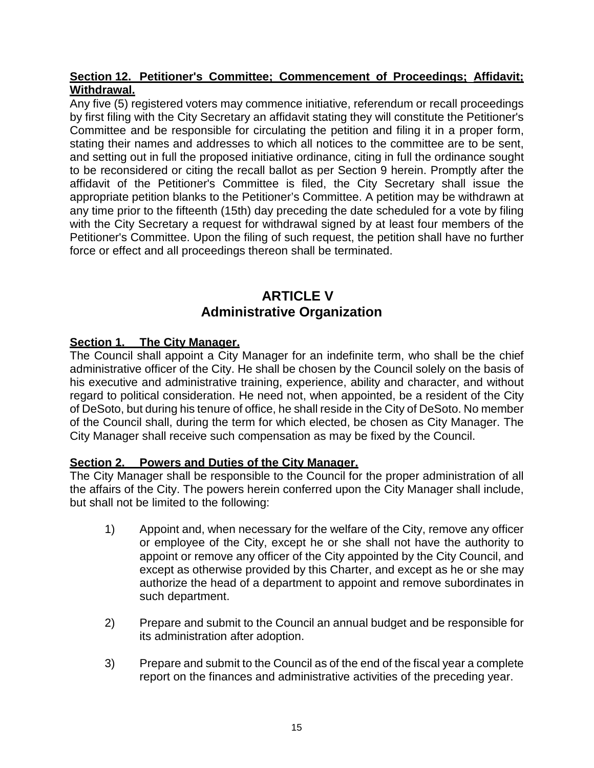**Section 12. Petitioner's Committee; Commencement of Proceedings; Affidavit; Withdrawal.**

Any five (5) registered voters may commence initiative, referendum or recall proceedings by first filing with the City Secretary an affidavit stating they will constitute the Petitioner's Committee and be responsible for circulating the petition and filing it in a proper form, stating their names and addresses to which all notices to the committee are to be sent, and setting out in full the proposed initiative ordinance, citing in full the ordinance sought to be reconsidered or citing the recall ballot as per Section 9 herein. Promptly after the affidavit of the Petitioner's Committee is filed, the City Secretary shall issue the appropriate petition blanks to the Petitioner's Committee. A petition may be withdrawn at any time prior to the fifteenth (15th) day preceding the date scheduled for a vote by filing with the City Secretary a request for withdrawal signed by at least four members of the Petitioner's Committee. Upon the filing of such request, the petition shall have no further force or effect and all proceedings thereon shall be terminated.

# ARTICLE V
## Administrative Organization

**Section 1. The City Manager.**

The Council shall appoint a City Manager for an indefinite term, who shall be the chief administrative officer of the City. He shall be chosen by the Council solely on the basis of his executive and administrative training, experience, ability and character, and without regard to political consideration. He need not, when appointed, be a resident of the City of DeSoto, but during his tenure of office, he shall reside in the City of DeSoto. No member of the Council shall, during the term for which elected, be chosen as City Manager. The City Manager shall receive such compensation as may be fixed by the Council.

**Section 2. Powers and Duties of the City Manager.**

The City Manager shall be responsible to the Council for the proper administration of all the affairs of the City. The powers herein conferred upon the City Manager shall include, but shall not be limited to the following:

1) Appoint and, when necessary for the welfare of the City, remove any officer or employee of the City, except he or she shall not have the authority to appoint or remove any officer of the City appointed by the City Council, and except as otherwise provided by this Charter, and except as he or she may authorize the head of a department to appoint and remove subordinates in such department.

2) Prepare and submit to the Council an annual budget and be responsible for its administration after adoption.

3) Prepare and submit to the Council as of the end of the fiscal year a complete report on the finances and administrative activities of the preceding year.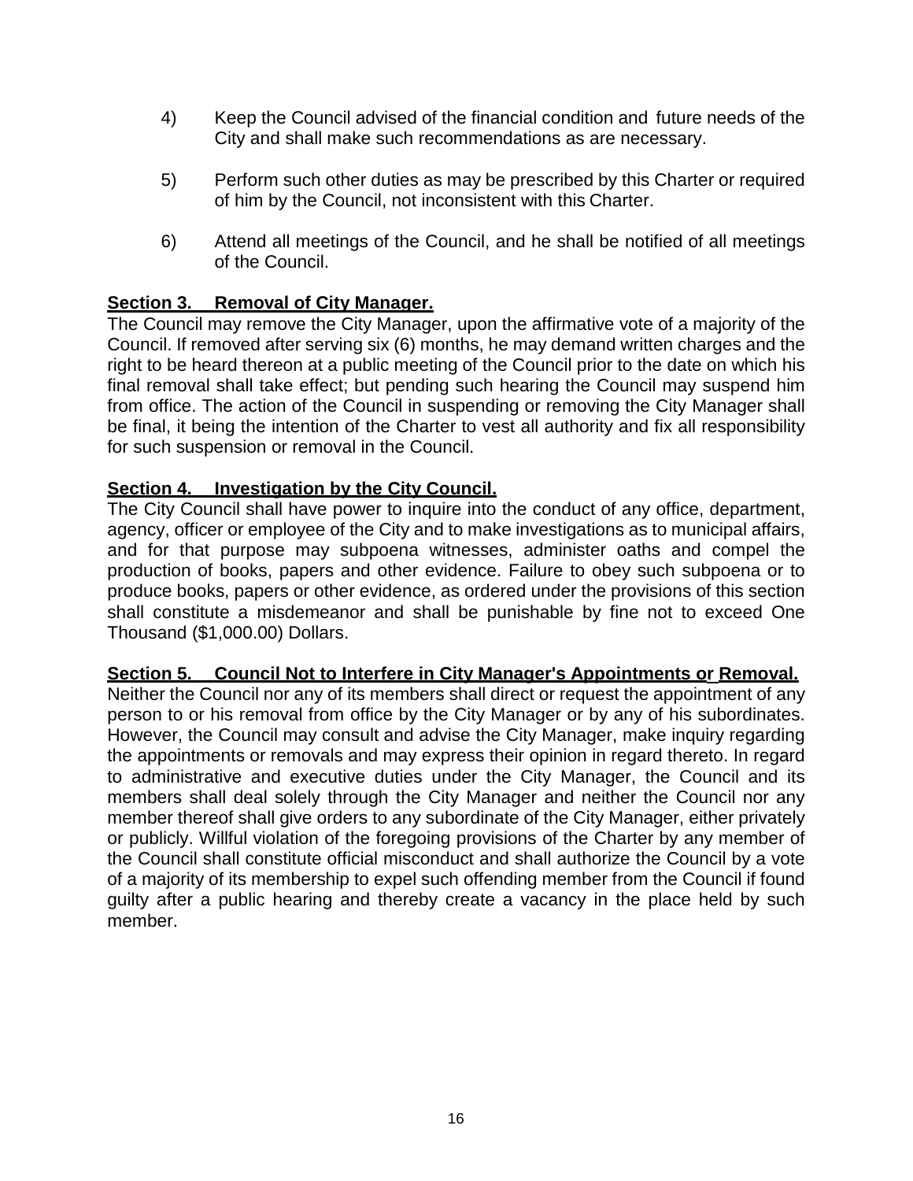4) Keep the Council advised of the financial condition and future needs of the City and shall make such recommendations as are necessary.

5) Perform such other duties as may be prescribed by this Charter or required of him by the Council, not inconsistent with this Charter.

6) Attend all meetings of the Council, and he shall be notified of all meetings of the Council.

### Section 3. Removal of City Manager.

The Council may remove the City Manager, upon the affirmative vote of a majority of the Council. If removed after serving six (6) months, he may demand written charges and the right to be heard thereon at a public meeting of the Council prior to the date on which his final removal shall take effect; but pending such hearing the Council may suspend him from office. The action of the Council in suspending or removing the City Manager shall be final, it being the intention of the Charter to vest all authority and fix all responsibility for such suspension or removal in the Council.

### Section 4. Investigation by the City Council.

The City Council shall have power to inquire into the conduct of any office, department, agency, officer or employee of the City and to make investigations as to municipal affairs, and for that purpose may subpoena witnesses, administer oaths and compel the production of books, papers and other evidence. Failure to obey such subpoena or to produce books, papers or other evidence, as ordered under the provisions of this section shall constitute a misdemeanor and shall be punishable by fine not to exceed One Thousand ($1,000.00) Dollars.

### Section 5. Council Not to Interfere in City Manager's Appointments or Removal.

Neither the Council nor any of its members shall direct or request the appointment of any person to or his removal from office by the City Manager or by any of his subordinates. However, the Council may consult and advise the City Manager, make inquiry regarding the appointments or removals and may express their opinion in regard thereto. In regard to administrative and executive duties under the City Manager, the Council and its members shall deal solely through the City Manager and neither the Council nor any member thereof shall give orders to any subordinate of the City Manager, either privately or publicly. Willful violation of the foregoing provisions of the Charter by any member of the Council shall constitute official misconduct and shall authorize the Council by a vote of a majority of its membership to expel such offending member from the Council if found guilty after a public hearing and thereby create a vacancy in the place held by such member.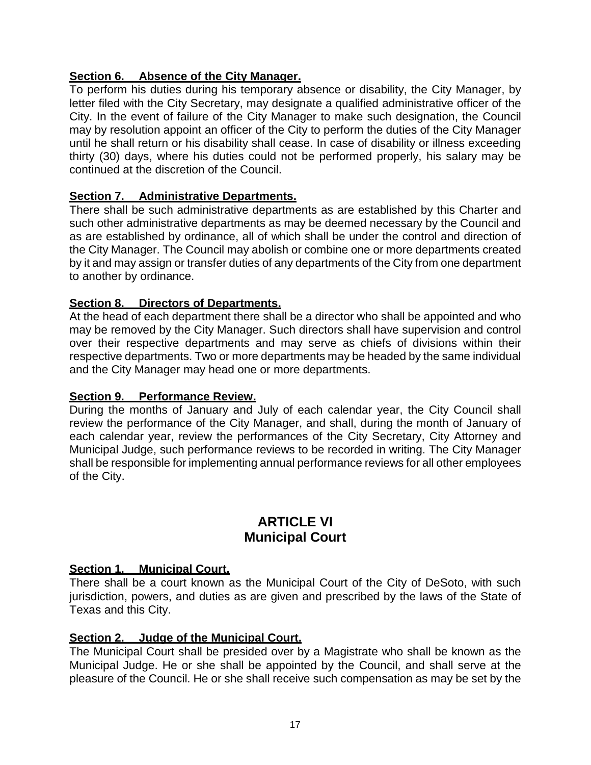**Section 6. Absence of the City Manager.**
To perform his duties during his temporary absence or disability, the City Manager, by letter filed with the City Secretary, may designate a qualified administrative officer of the City. In the event of failure of the City Manager to make such designation, the Council may by resolution appoint an officer of the City to perform the duties of the City Manager until he shall return or his disability shall cease. In case of disability or illness exceeding thirty (30) days, where his duties could not be performed properly, his salary may be continued at the discretion of the Council.

**Section 7. Administrative Departments.**
There shall be such administrative departments as are established by this Charter and such other administrative departments as may be deemed necessary by the Council and as are established by ordinance, all of which shall be under the control and direction of the City Manager. The Council may abolish or combine one or more departments created by it and may assign or transfer duties of any departments of the City from one department to another by ordinance.

**Section 8. Directors of Departments.**
At the head of each department there shall be a director who shall be appointed and who may be removed by the City Manager. Such directors shall have supervision and control over their respective departments and may serve as chiefs of divisions within their respective departments. Two or more departments may be headed by the same individual and the City Manager may head one or more departments.

**Section 9. Performance Review.**
During the months of January and July of each calendar year, the City Council shall review the performance of the City Manager, and shall, during the month of January of each calendar year, review the performances of the City Secretary, City Attorney and Municipal Judge, such performance reviews to be recorded in writing. The City Manager shall be responsible for implementing annual performance reviews for all other employees of the City.

## ARTICLE VI
## Municipal Court

**Section 1. Municipal Court.**
There shall be a court known as the Municipal Court of the City of DeSoto, with such jurisdiction, powers, and duties as are given and prescribed by the laws of the State of Texas and this City.

**Section 2. Judge of the Municipal Court.**
The Municipal Court shall be presided over by a Magistrate who shall be known as the Municipal Judge. He or she shall be appointed by the Council, and shall serve at the pleasure of the Council. He or she shall receive such compensation as may be set by the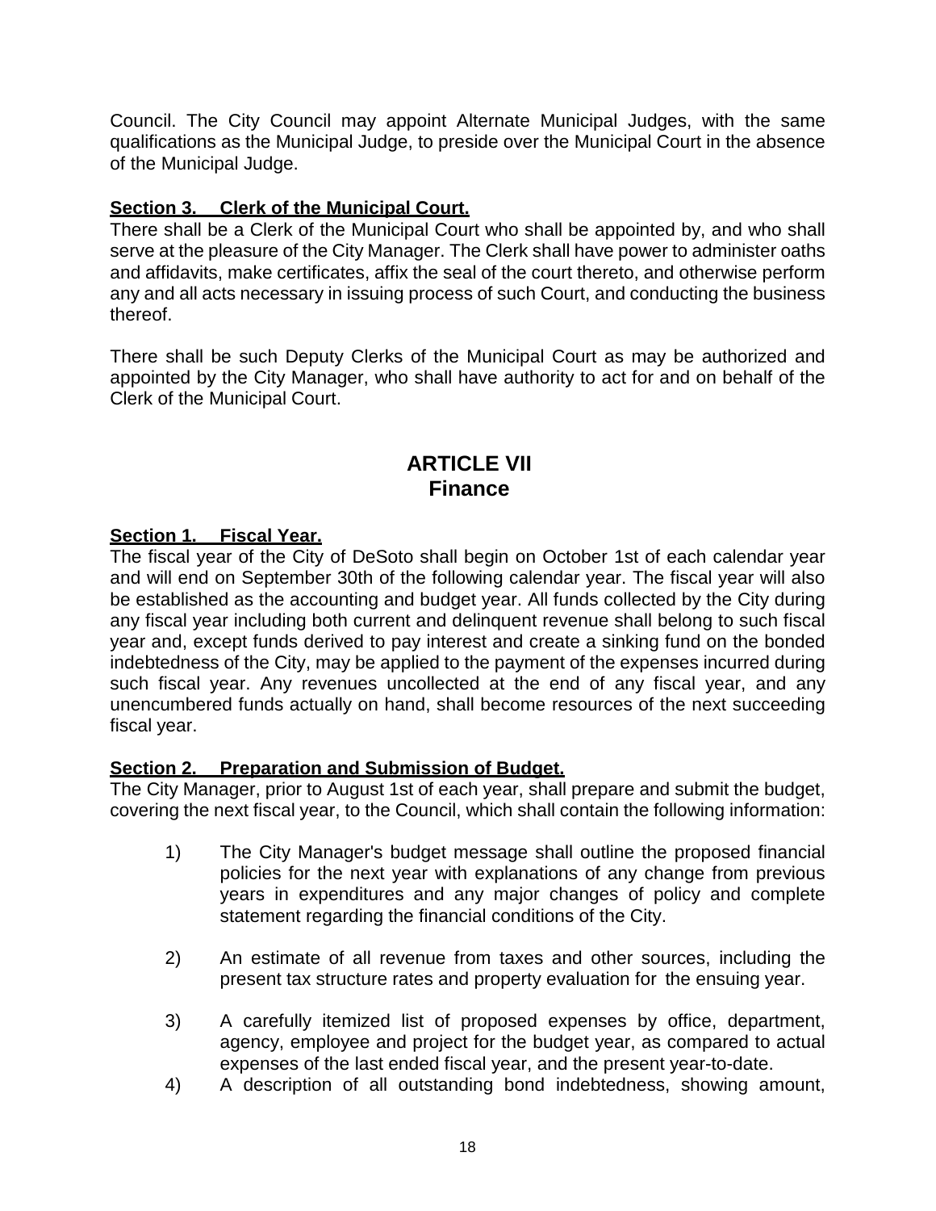Council. The City Council may appoint Alternate Municipal Judges, with the same qualifications as the Municipal Judge, to preside over the Municipal Court in the absence of the Municipal Judge.

**Section 3. Clerk of the Municipal Court.**

There shall be a Clerk of the Municipal Court who shall be appointed by, and who shall serve at the pleasure of the City Manager. The Clerk shall have power to administer oaths and affidavits, make certificates, affix the seal of the court thereto, and otherwise perform any and all acts necessary in issuing process of such Court, and conducting the business thereof.

There shall be such Deputy Clerks of the Municipal Court as may be authorized and appointed by the City Manager, who shall have authority to act for and on behalf of the Clerk of the Municipal Court.

# ARTICLE VII
## Finance

**Section 1. Fiscal Year.**

The fiscal year of the City of DeSoto shall begin on October 1st of each calendar year and will end on September 30th of the following calendar year. The fiscal year will also be established as the accounting and budget year. All funds collected by the City during any fiscal year including both current and delinquent revenue shall belong to such fiscal year and, except funds derived to pay interest and create a sinking fund on the bonded indebtedness of the City, may be applied to the payment of the expenses incurred during such fiscal year. Any revenues uncollected at the end of any fiscal year, and any unencumbered funds actually on hand, shall become resources of the next succeeding fiscal year.

**Section 2. Preparation and Submission of Budget.**

The City Manager, prior to August 1st of each year, shall prepare and submit the budget, covering the next fiscal year, to the Council, which shall contain the following information:

1) The City Manager's budget message shall outline the proposed financial policies for the next year with explanations of any change from previous years in expenditures and any major changes of policy and complete statement regarding the financial conditions of the City.

2) An estimate of all revenue from taxes and other sources, including the present tax structure rates and property evaluation for the ensuing year.

3) A carefully itemized list of proposed expenses by office, department, agency, employee and project for the budget year, as compared to actual expenses of the last ended fiscal year, and the present year-to-date.

4) A description of all outstanding bond indebtedness, showing amount,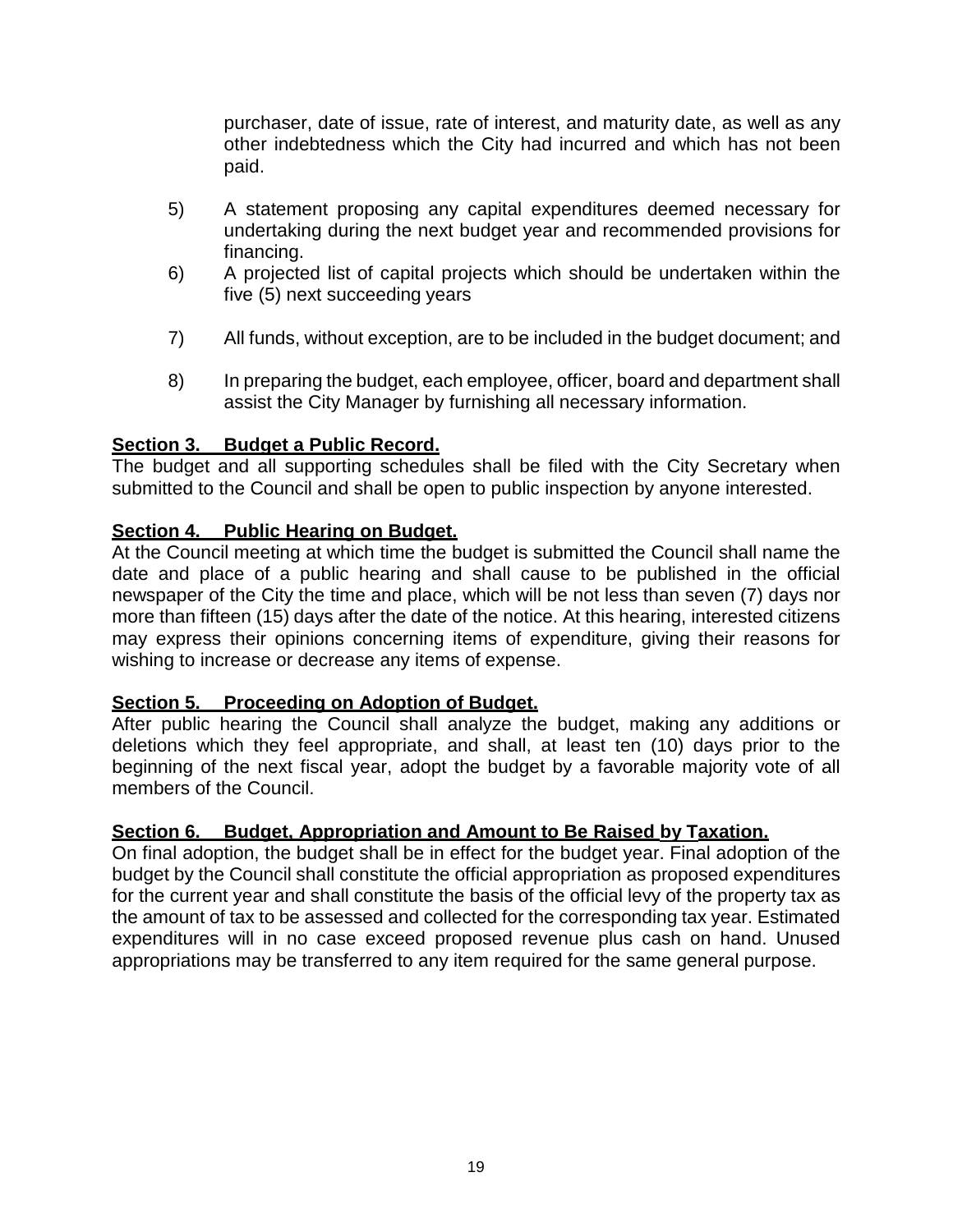purchaser, date of issue, rate of interest, and maturity date, as well as any other indebtedness which the City had incurred and which has not been paid.

5) A statement proposing any capital expenditures deemed necessary for undertaking during the next budget year and recommended provisions for financing.
6) A projected list of capital projects which should be undertaken within the five (5) next succeeding years
7) All funds, without exception, are to be included in the budget document; and
8) In preparing the budget, each employee, officer, board and department shall assist the City Manager by furnishing all necessary information.

**Section 3. Budget a Public Record.**
The budget and all supporting schedules shall be filed with the City Secretary when submitted to the Council and shall be open to public inspection by anyone interested.

**Section 4. Public Hearing on Budget.**
At the Council meeting at which time the budget is submitted the Council shall name the date and place of a public hearing and shall cause to be published in the official newspaper of the City the time and place, which will be not less than seven (7) days nor more than fifteen (15) days after the date of the notice. At this hearing, interested citizens may express their opinions concerning items of expenditure, giving their reasons for wishing to increase or decrease any items of expense.

**Section 5. Proceeding on Adoption of Budget.**
After public hearing the Council shall analyze the budget, making any additions or deletions which they feel appropriate, and shall, at least ten (10) days prior to the beginning of the next fiscal year, adopt the budget by a favorable majority vote of all members of the Council.

**Section 6. Budget, Appropriation and Amount to Be Raised by Taxation.**
On final adoption, the budget shall be in effect for the budget year. Final adoption of the budget by the Council shall constitute the official appropriation as proposed expenditures for the current year and shall constitute the basis of the official levy of the property tax as the amount of tax to be assessed and collected for the corresponding tax year. Estimated expenditures will in no case exceed proposed revenue plus cash on hand. Unused appropriations may be transferred to any item required for the same general purpose.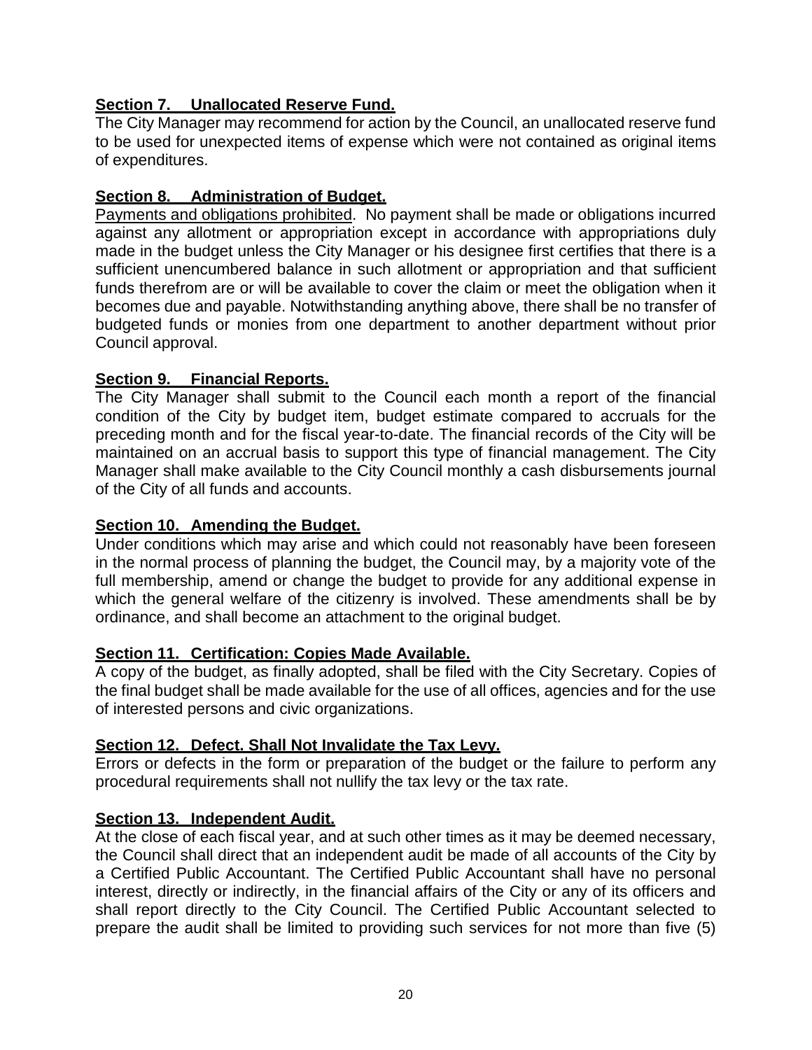**Section 7. Unallocated Reserve Fund.**

The City Manager may recommend for action by the Council, an unallocated reserve fund to be used for unexpected items of expense which were not contained as original items of expenditures.

**Section 8. Administration of Budget.**

Payments and obligations prohibited. No payment shall be made or obligations incurred against any allotment or appropriation except in accordance with appropriations duly made in the budget unless the City Manager or his designee first certifies that there is a sufficient unencumbered balance in such allotment or appropriation and that sufficient funds therefrom are or will be available to cover the claim or meet the obligation when it becomes due and payable. Notwithstanding anything above, there shall be no transfer of budgeted funds or monies from one department to another department without prior Council approval.

**Section 9. Financial Reports.**

The City Manager shall submit to the Council each month a report of the financial condition of the City by budget item, budget estimate compared to accruals for the preceding month and for the fiscal year-to-date. The financial records of the City will be maintained on an accrual basis to support this type of financial management. The City Manager shall make available to the City Council monthly a cash disbursements journal of the City of all funds and accounts.

**Section 10. Amending the Budget.**

Under conditions which may arise and which could not reasonably have been foreseen in the normal process of planning the budget, the Council may, by a majority vote of the full membership, amend or change the budget to provide for any additional expense in which the general welfare of the citizenry is involved. These amendments shall be by ordinance, and shall become an attachment to the original budget.

**Section 11. Certification: Copies Made Available.**

A copy of the budget, as finally adopted, shall be filed with the City Secretary. Copies of the final budget shall be made available for the use of all offices, agencies and for the use of interested persons and civic organizations.

**Section 12. Defect. Shall Not Invalidate the Tax Levy.**

Errors or defects in the form or preparation of the budget or the failure to perform any procedural requirements shall not nullify the tax levy or the tax rate.

**Section 13. Independent Audit.**

At the close of each fiscal year, and at such other times as it may be deemed necessary, the Council shall direct that an independent audit be made of all accounts of the City by a Certified Public Accountant. The Certified Public Accountant shall have no personal interest, directly or indirectly, in the financial affairs of the City or any of its officers and shall report directly to the City Council. The Certified Public Accountant selected to prepare the audit shall be limited to providing such services for not more than five (5)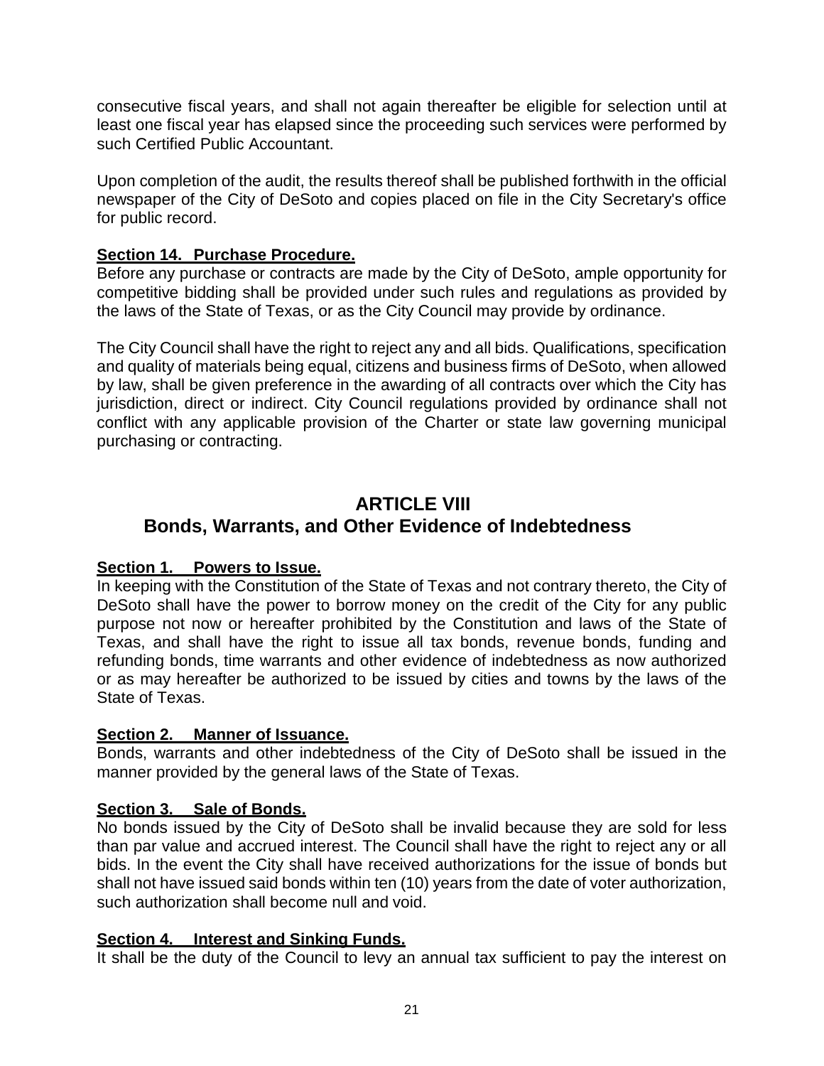consecutive fiscal years, and shall not again thereafter be eligible for selection until at least one fiscal year has elapsed since the proceeding such services were performed by such Certified Public Accountant.

Upon completion of the audit, the results thereof shall be published forthwith in the official newspaper of the City of DeSoto and copies placed on file in the City Secretary's office for public record.

**Section 14. Purchase Procedure.**
Before any purchase or contracts are made by the City of DeSoto, ample opportunity for competitive bidding shall be provided under such rules and regulations as provided by the laws of the State of Texas, or as the City Council may provide by ordinance.

The City Council shall have the right to reject any and all bids. Qualifications, specification and quality of materials being equal, citizens and business firms of DeSoto, when allowed by law, shall be given preference in the awarding of all contracts over which the City has jurisdiction, direct or indirect. City Council regulations provided by ordinance shall not conflict with any applicable provision of the Charter or state law governing municipal purchasing or contracting.

## ARTICLE VIII
## Bonds, Warrants, and Other Evidence of Indebtedness

**Section 1. Powers to Issue.**
In keeping with the Constitution of the State of Texas and not contrary thereto, the City of DeSoto shall have the power to borrow money on the credit of the City for any public purpose not now or hereafter prohibited by the Constitution and laws of the State of Texas, and shall have the right to issue all tax bonds, revenue bonds, funding and refunding bonds, time warrants and other evidence of indebtedness as now authorized or as may hereafter be authorized to be issued by cities and towns by the laws of the State of Texas.

**Section 2. Manner of Issuance.**
Bonds, warrants and other indebtedness of the City of DeSoto shall be issued in the manner provided by the general laws of the State of Texas.

**Section 3. Sale of Bonds.**
No bonds issued by the City of DeSoto shall be invalid because they are sold for less than par value and accrued interest. The Council shall have the right to reject any or all bids. In the event the City shall have received authorizations for the issue of bonds but shall not have issued said bonds within ten (10) years from the date of voter authorization, such authorization shall become null and void.

**Section 4. Interest and Sinking Funds.**
It shall be the duty of the Council to levy an annual tax sufficient to pay the interest on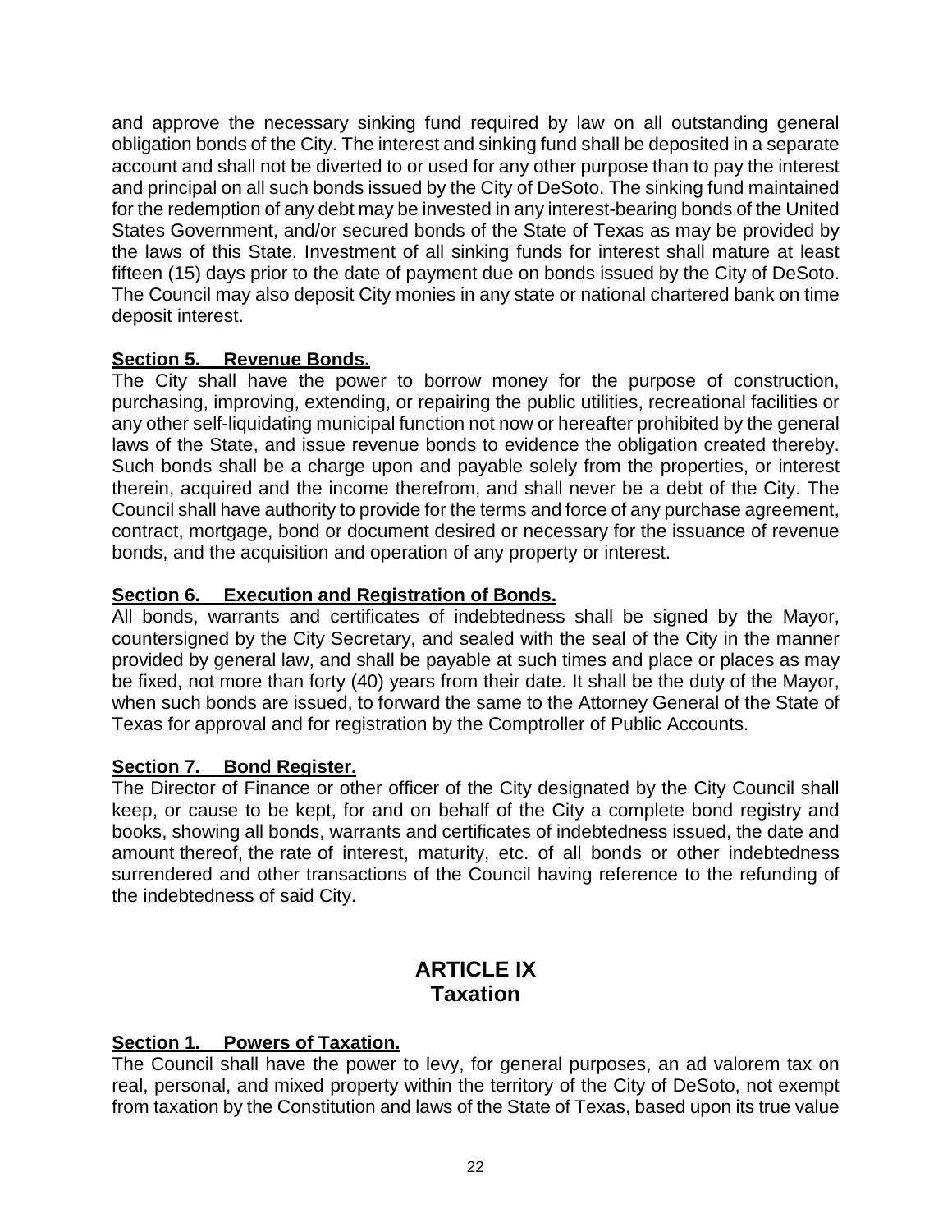and approve the necessary sinking fund required by law on all outstanding general obligation bonds of the City. The interest and sinking fund shall be deposited in a separate account and shall not be diverted to or used for any other purpose than to pay the interest and principal on all such bonds issued by the City of DeSoto. The sinking fund maintained for the redemption of any debt may be invested in any interest-bearing bonds of the United States Government, and/or secured bonds of the State of Texas as may be provided by the laws of this State. Investment of all sinking funds for interest shall mature at least fifteen (15) days prior to the date of payment due on bonds issued by the City of DeSoto. The Council may also deposit City monies in any state or national chartered bank on time deposit interest.

**Section 5. Revenue Bonds.**

The City shall have the power to borrow money for the purpose of construction, purchasing, improving, extending, or repairing the public utilities, recreational facilities or any other self-liquidating municipal function not now or hereafter prohibited by the general laws of the State, and issue revenue bonds to evidence the obligation created thereby. Such bonds shall be a charge upon and payable solely from the properties, or interest therein, acquired and the income therefrom, and shall never be a debt of the City. The Council shall have authority to provide for the terms and force of any purchase agreement, contract, mortgage, bond or document desired or necessary for the issuance of revenue bonds, and the acquisition and operation of any property or interest.

**Section 6. Execution and Registration of Bonds.**

All bonds, warrants and certificates of indebtedness shall be signed by the Mayor, countersigned by the City Secretary, and sealed with the seal of the City in the manner provided by general law, and shall be payable at such times and place or places as may be fixed, not more than forty (40) years from their date. It shall be the duty of the Mayor, when such bonds are issued, to forward the same to the Attorney General of the State of Texas for approval and for registration by the Comptroller of Public Accounts.

**Section 7. Bond Register.**

The Director of Finance or other officer of the City designated by the City Council shall keep, or cause to be kept, for and on behalf of the City a complete bond registry and books, showing all bonds, warrants and certificates of indebtedness issued, the date and amount thereof, the rate of interest, maturity, etc. of all bonds or other indebtedness surrendered and other transactions of the Council having reference to the refunding of the indebtedness of said City.

## ARTICLE IX
## Taxation

**Section 1. Powers of Taxation.**

The Council shall have the power to levy, for general purposes, an ad valorem tax on real, personal, and mixed property within the territory of the City of DeSoto, not exempt from taxation by the Constitution and laws of the State of Texas, based upon its true value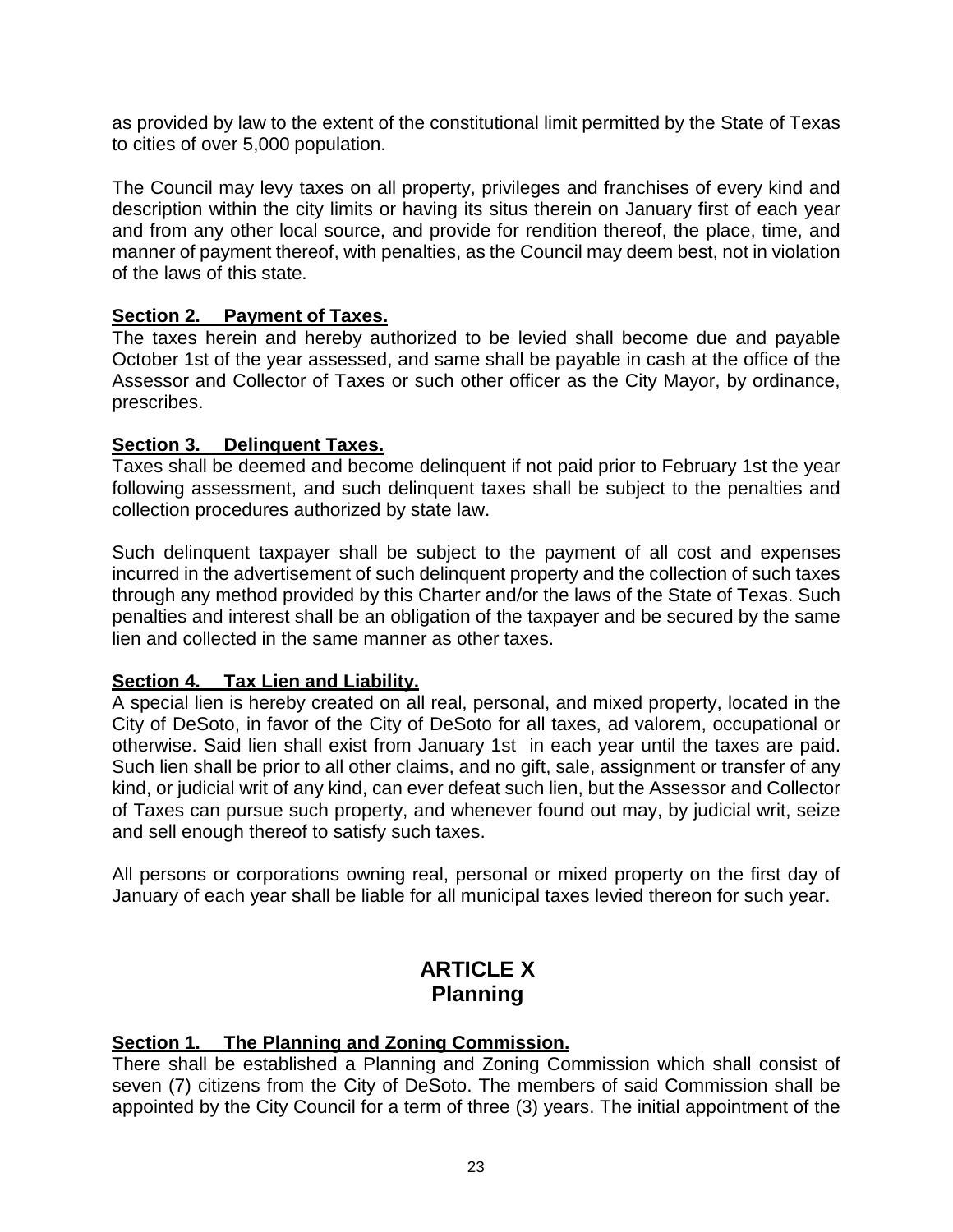as provided by law to the extent of the constitutional limit permitted by the State of Texas to cities of over 5,000 population.

The Council may levy taxes on all property, privileges and franchises of every kind and description within the city limits or having its situs therein on January first of each year and from any other local source, and provide for rendition thereof, the place, time, and manner of payment thereof, with penalties, as the Council may deem best, not in violation of the laws of this state.

**Section 2. Payment of Taxes.**
The taxes herein and hereby authorized to be levied shall become due and payable October 1st of the year assessed, and same shall be payable in cash at the office of the Assessor and Collector of Taxes or such other officer as the City Mayor, by ordinance, prescribes.

**Section 3. Delinquent Taxes.**
Taxes shall be deemed and become delinquent if not paid prior to February 1st the year following assessment, and such delinquent taxes shall be subject to the penalties and collection procedures authorized by state law.

Such delinquent taxpayer shall be subject to the payment of all cost and expenses incurred in the advertisement of such delinquent property and the collection of such taxes through any method provided by this Charter and/or the laws of the State of Texas. Such penalties and interest shall be an obligation of the taxpayer and be secured by the same lien and collected in the same manner as other taxes.

**Section 4. Tax Lien and Liability.**
A special lien is hereby created on all real, personal, and mixed property, located in the City of DeSoto, in favor of the City of DeSoto for all taxes, ad valorem, occupational or otherwise. Said lien shall exist from January 1st in each year until the taxes are paid. Such lien shall be prior to all other claims, and no gift, sale, assignment or transfer of any kind, or judicial writ of any kind, can ever defeat such lien, but the Assessor and Collector of Taxes can pursue such property, and whenever found out may, by judicial writ, seize and sell enough thereof to satisfy such taxes.

All persons or corporations owning real, personal or mixed property on the first day of January of each year shall be liable for all municipal taxes levied thereon for such year.

# ARTICLE X
# Planning

**Section 1. The Planning and Zoning Commission.**
There shall be established a Planning and Zoning Commission which shall consist of seven (7) citizens from the City of DeSoto. The members of said Commission shall be appointed by the City Council for a term of three (3) years. The initial appointment of the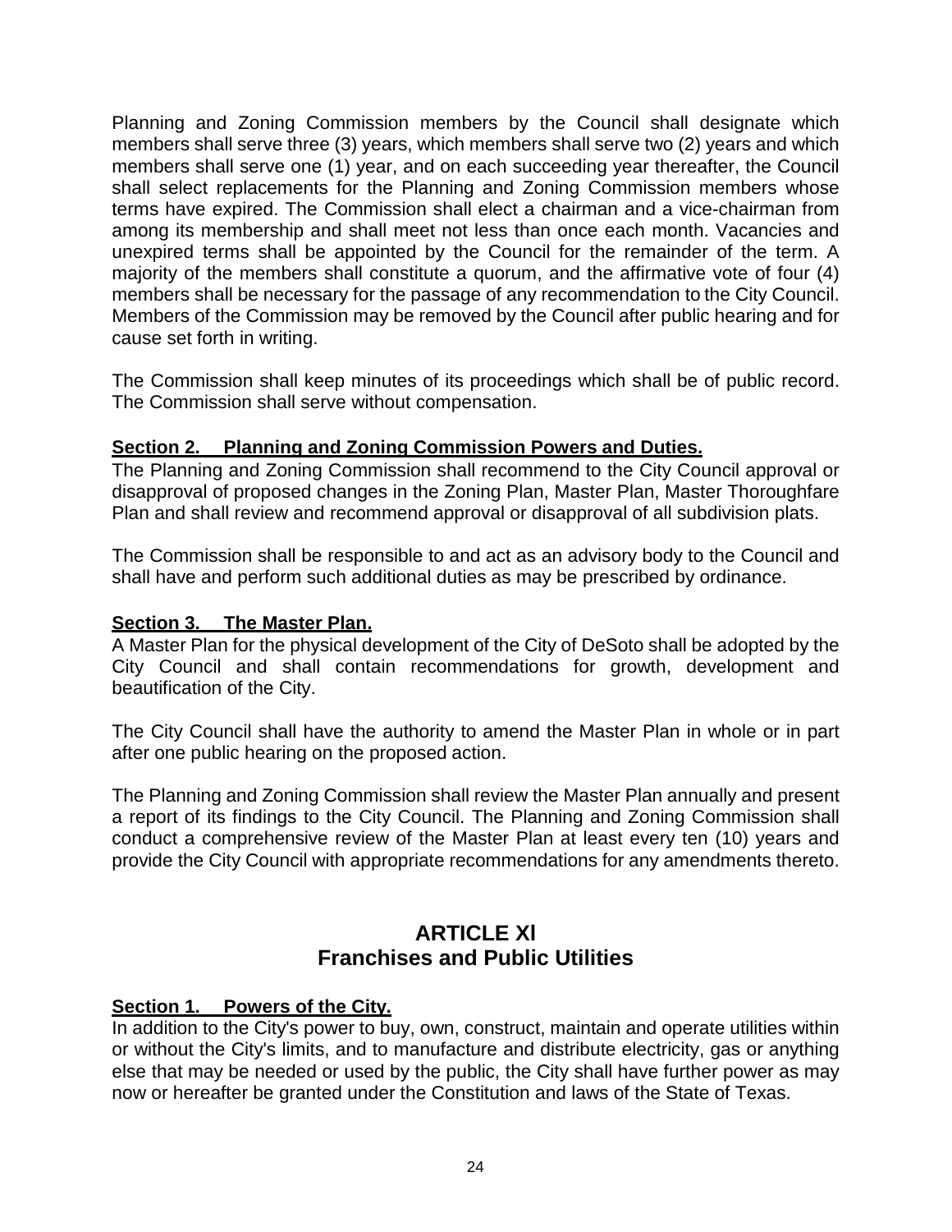Planning and Zoning Commission members by the Council shall designate which members shall serve three (3) years, which members shall serve two (2) years and which members shall serve one (1) year, and on each succeeding year thereafter, the Council shall select replacements for the Planning and Zoning Commission members whose terms have expired. The Commission shall elect a chairman and a vice-chairman from among its membership and shall meet not less than once each month. Vacancies and unexpired terms shall be appointed by the Council for the remainder of the term. A majority of the members shall constitute a quorum, and the affirmative vote of four (4) members shall be necessary for the passage of any recommendation to the City Council. Members of the Commission may be removed by the Council after public hearing and for cause set forth in writing.

The Commission shall keep minutes of its proceedings which shall be of public record. The Commission shall serve without compensation.

**Section 2. Planning and Zoning Commission Powers and Duties.**

The Planning and Zoning Commission shall recommend to the City Council approval or disapproval of proposed changes in the Zoning Plan, Master Plan, Master Thoroughfare Plan and shall review and recommend approval or disapproval of all subdivision plats.

The Commission shall be responsible to and act as an advisory body to the Council and shall have and perform such additional duties as may be prescribed by ordinance.

**Section 3. The Master Plan.**

A Master Plan for the physical development of the City of DeSoto shall be adopted by the City Council and shall contain recommendations for growth, development and beautification of the City.

The City Council shall have the authority to amend the Master Plan in whole or in part after one public hearing on the proposed action.

The Planning and Zoning Commission shall review the Master Plan annually and present a report of its findings to the City Council. The Planning and Zoning Commission shall conduct a comprehensive review of the Master Plan at least every ten (10) years and provide the City Council with appropriate recommendations for any amendments thereto.

## ARTICLE Xl
## Franchises and Public Utilities

**Section 1. Powers of the City.**

In addition to the City's power to buy, own, construct, maintain and operate utilities within or without the City's limits, and to manufacture and distribute electricity, gas or anything else that may be needed or used by the public, the City shall have further power as may now or hereafter be granted under the Constitution and laws of the State of Texas.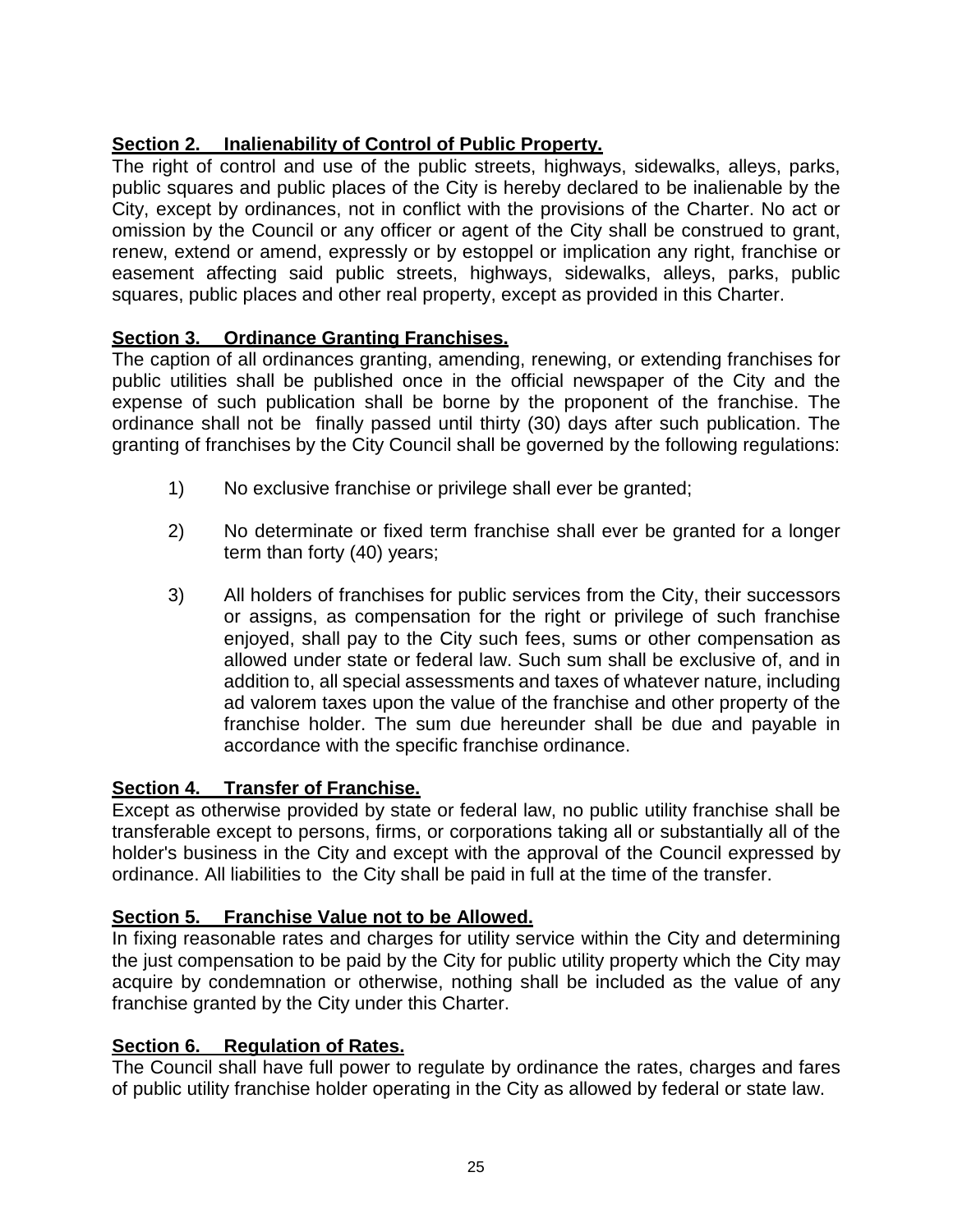## **Section 2. Inalienability of Control of Public Property.**

The right of control and use of the public streets, highways, sidewalks, alleys, parks, public squares and public places of the City is hereby declared to be inalienable by the City, except by ordinances, not in conflict with the provisions of the Charter. No act or omission by the Council or any officer or agent of the City shall be construed to grant, renew, extend or amend, expressly or by estoppel or implication any right, franchise or easement affecting said public streets, highways, sidewalks, alleys, parks, public squares, public places and other real property, except as provided in this Charter.

## **Section 3. Ordinance Granting Franchises.**

The caption of all ordinances granting, amending, renewing, or extending franchises for public utilities shall be published once in the official newspaper of the City and the expense of such publication shall be borne by the proponent of the franchise. The ordinance shall not be finally passed until thirty (30) days after such publication. The granting of franchises by the City Council shall be governed by the following regulations:

1) No exclusive franchise or privilege shall ever be granted;

2) No determinate or fixed term franchise shall ever be granted for a longer term than forty (40) years;

3) All holders of franchises for public services from the City, their successors or assigns, as compensation for the right or privilege of such franchise enjoyed, shall pay to the City such fees, sums or other compensation as allowed under state or federal law. Such sum shall be exclusive of, and in addition to, all special assessments and taxes of whatever nature, including ad valorem taxes upon the value of the franchise and other property of the franchise holder. The sum due hereunder shall be due and payable in accordance with the specific franchise ordinance.

## **Section 4. Transfer of Franchise.**

Except as otherwise provided by state or federal law, no public utility franchise shall be transferable except to persons, firms, or corporations taking all or substantially all of the holder's business in the City and except with the approval of the Council expressed by ordinance. All liabilities to the City shall be paid in full at the time of the transfer.

## **Section 5. Franchise Value not to be Allowed.**

In fixing reasonable rates and charges for utility service within the City and determining the just compensation to be paid by the City for public utility property which the City may acquire by condemnation or otherwise, nothing shall be included as the value of any franchise granted by the City under this Charter.

## **Section 6. Regulation of Rates.**

The Council shall have full power to regulate by ordinance the rates, charges and fares of public utility franchise holder operating in the City as allowed by federal or state law.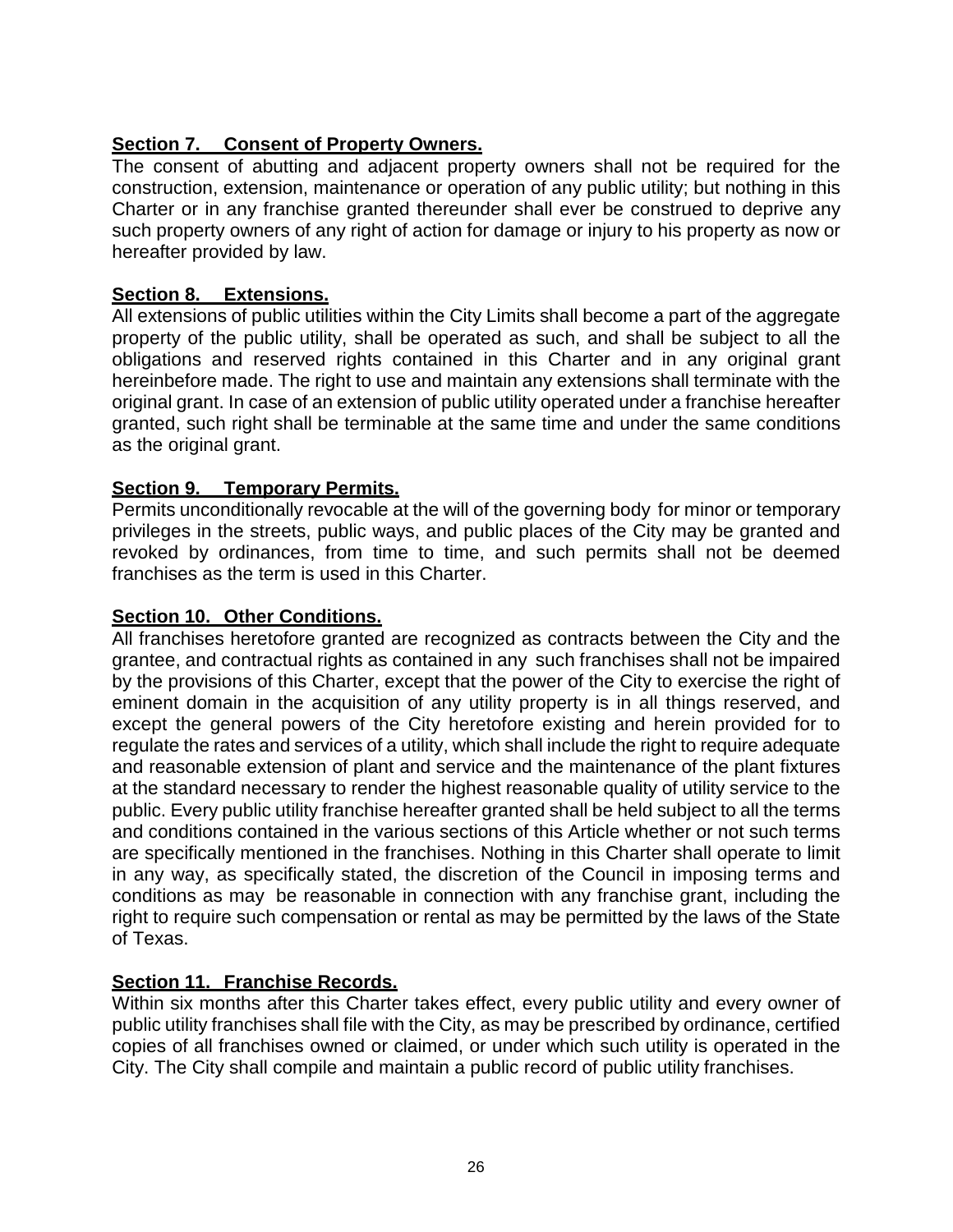**Section 7. Consent of Property Owners.**
The consent of abutting and adjacent property owners shall not be required for the construction, extension, maintenance or operation of any public utility; but nothing in this Charter or in any franchise granted thereunder shall ever be construed to deprive any such property owners of any right of action for damage or injury to his property as now or hereafter provided by law.

**Section 8. Extensions.**
All extensions of public utilities within the City Limits shall become a part of the aggregate property of the public utility, shall be operated as such, and shall be subject to all the obligations and reserved rights contained in this Charter and in any original grant hereinbefore made. The right to use and maintain any extensions shall terminate with the original grant. In case of an extension of public utility operated under a franchise hereafter granted, such right shall be terminable at the same time and under the same conditions as the original grant.

**Section 9. Temporary Permits.**
Permits unconditionally revocable at the will of the governing body for minor or temporary privileges in the streets, public ways, and public places of the City may be granted and revoked by ordinances, from time to time, and such permits shall not be deemed franchises as the term is used in this Charter.

**Section 10. Other Conditions.**
All franchises heretofore granted are recognized as contracts between the City and the grantee, and contractual rights as contained in any such franchises shall not be impaired by the provisions of this Charter, except that the power of the City to exercise the right of eminent domain in the acquisition of any utility property is in all things reserved, and except the general powers of the City heretofore existing and herein provided for to regulate the rates and services of a utility, which shall include the right to require adequate and reasonable extension of plant and service and the maintenance of the plant fixtures at the standard necessary to render the highest reasonable quality of utility service to the public. Every public utility franchise hereafter granted shall be held subject to all the terms and conditions contained in the various sections of this Article whether or not such terms are specifically mentioned in the franchises. Nothing in this Charter shall operate to limit in any way, as specifically stated, the discretion of the Council in imposing terms and conditions as may be reasonable in connection with any franchise grant, including the right to require such compensation or rental as may be permitted by the laws of the State of Texas.

**Section 11. Franchise Records.**
Within six months after this Charter takes effect, every public utility and every owner of public utility franchises shall file with the City, as may be prescribed by ordinance, certified copies of all franchises owned or claimed, or under which such utility is operated in the City. The City shall compile and maintain a public record of public utility franchises.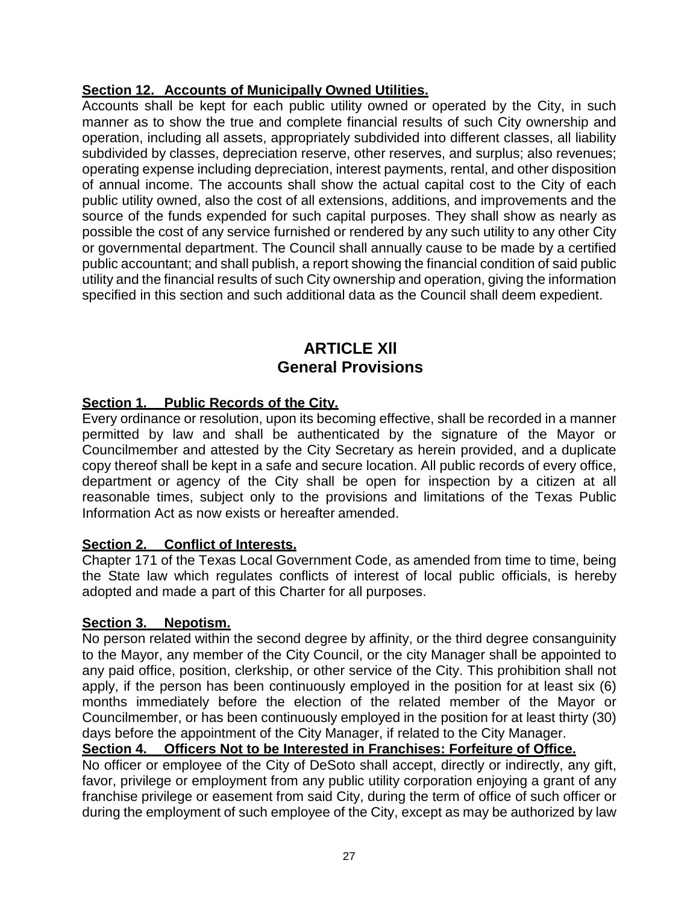**Section 12. Accounts of Municipally Owned Utilities.**

Accounts shall be kept for each public utility owned or operated by the City, in such manner as to show the true and complete financial results of such City ownership and operation, including all assets, appropriately subdivided into different classes, all liability subdivided by classes, depreciation reserve, other reserves, and surplus; also revenues; operating expense including depreciation, interest payments, rental, and other disposition of annual income. The accounts shall show the actual capital cost to the City of each public utility owned, also the cost of all extensions, additions, and improvements and the source of the funds expended for such capital purposes. They shall show as nearly as possible the cost of any service furnished or rendered by any such utility to any other City or governmental department. The Council shall annually cause to be made by a certified public accountant; and shall publish, a report showing the financial condition of said public utility and the financial results of such City ownership and operation, giving the information specified in this section and such additional data as the Council shall deem expedient.

## ARTICLE XII
## General Provisions

**Section 1. Public Records of the City.**

Every ordinance or resolution, upon its becoming effective, shall be recorded in a manner permitted by law and shall be authenticated by the signature of the Mayor or Councilmember and attested by the City Secretary as herein provided, and a duplicate copy thereof shall be kept in a safe and secure location. All public records of every office, department or agency of the City shall be open for inspection by a citizen at all reasonable times, subject only to the provisions and limitations of the Texas Public Information Act as now exists or hereafter amended.

**Section 2. Conflict of Interests.**

Chapter 171 of the Texas Local Government Code, as amended from time to time, being the State law which regulates conflicts of interest of local public officials, is hereby adopted and made a part of this Charter for all purposes.

**Section 3. Nepotism.**

No person related within the second degree by affinity, or the third degree consanguinity to the Mayor, any member of the City Council, or the city Manager shall be appointed to any paid office, position, clerkship, or other service of the City. This prohibition shall not apply, if the person has been continuously employed in the position for at least six (6) months immediately before the election of the related member of the Mayor or Councilmember, or has been continuously employed in the position for at least thirty (30) days before the appointment of the City Manager, if related to the City Manager.

**Section 4. Officers Not to be Interested in Franchises: Forfeiture of Office.**

No officer or employee of the City of DeSoto shall accept, directly or indirectly, any gift, favor, privilege or employment from any public utility corporation enjoying a grant of any franchise privilege or easement from said City, during the term of office of such officer or during the employment of such employee of the City, except as may be authorized by law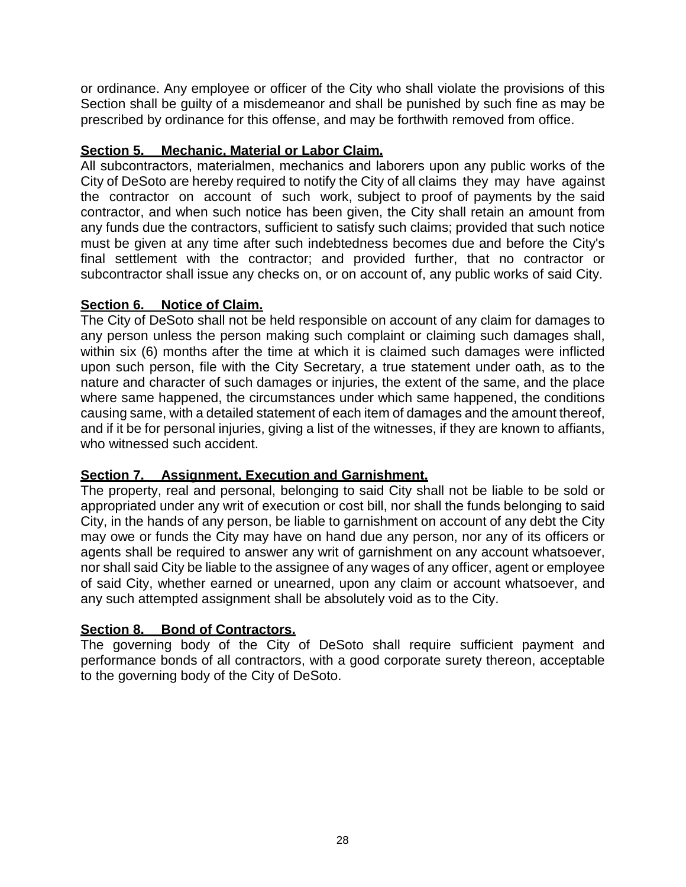or ordinance. Any employee or officer of the City who shall violate the provisions of this Section shall be guilty of a misdemeanor and shall be punished by such fine as may be prescribed by ordinance for this offense, and may be forthwith removed from office.

**Section 5. Mechanic, Material or Labor Claim.**

All subcontractors, materialmen, mechanics and laborers upon any public works of the City of DeSoto are hereby required to notify the City of all claims they may have against the contractor on account of such work, subject to proof of payments by the said contractor, and when such notice has been given, the City shall retain an amount from any funds due the contractors, sufficient to satisfy such claims; provided that such notice must be given at any time after such indebtedness becomes due and before the City's final settlement with the contractor; and provided further, that no contractor or subcontractor shall issue any checks on, or on account of, any public works of said City.

**Section 6. Notice of Claim.**

The City of DeSoto shall not be held responsible on account of any claim for damages to any person unless the person making such complaint or claiming such damages shall, within six (6) months after the time at which it is claimed such damages were inflicted upon such person, file with the City Secretary, a true statement under oath, as to the nature and character of such damages or injuries, the extent of the same, and the place where same happened, the circumstances under which same happened, the conditions causing same, with a detailed statement of each item of damages and the amount thereof, and if it be for personal injuries, giving a list of the witnesses, if they are known to affiants, who witnessed such accident.

**Section 7. Assignment, Execution and Garnishment.**

The property, real and personal, belonging to said City shall not be liable to be sold or appropriated under any writ of execution or cost bill, nor shall the funds belonging to said City, in the hands of any person, be liable to garnishment on account of any debt the City may owe or funds the City may have on hand due any person, nor any of its officers or agents shall be required to answer any writ of garnishment on any account whatsoever, nor shall said City be liable to the assignee of any wages of any officer, agent or employee of said City, whether earned or unearned, upon any claim or account whatsoever, and any such attempted assignment shall be absolutely void as to the City.

**Section 8. Bond of Contractors.**

The governing body of the City of DeSoto shall require sufficient payment and performance bonds of all contractors, with a good corporate surety thereon, acceptable to the governing body of the City of DeSoto.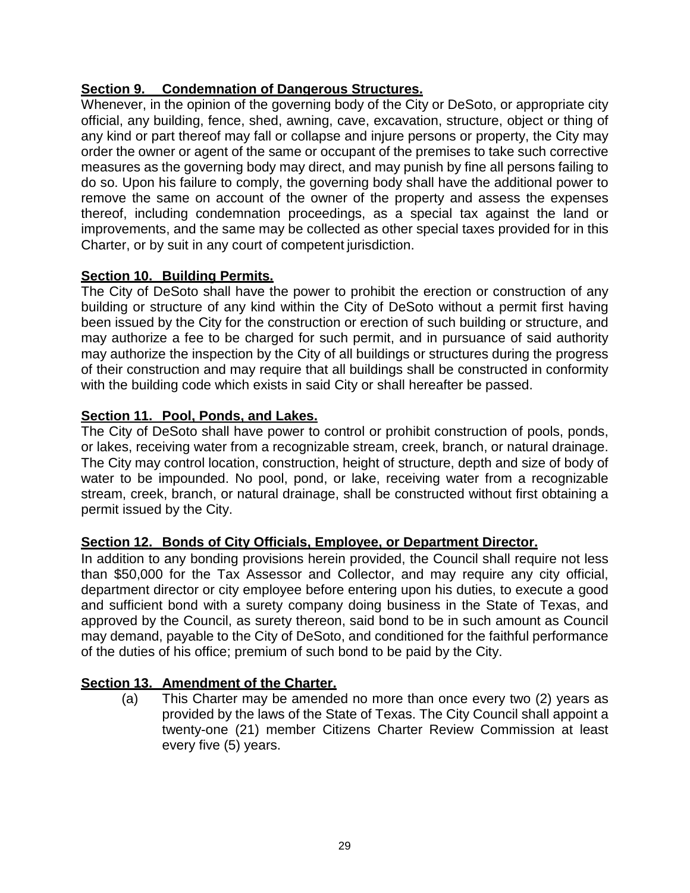**Section 9. Condemnation of Dangerous Structures.**

Whenever, in the opinion of the governing body of the City or DeSoto, or appropriate city official, any building, fence, shed, awning, cave, excavation, structure, object or thing of any kind or part thereof may fall or collapse and injure persons or property, the City may order the owner or agent of the same or occupant of the premises to take such corrective measures as the governing body may direct, and may punish by fine all persons failing to do so. Upon his failure to comply, the governing body shall have the additional power to remove the same on account of the owner of the property and assess the expenses thereof, including condemnation proceedings, as a special tax against the land or improvements, and the same may be collected as other special taxes provided for in this Charter, or by suit in any court of competent jurisdiction.

**Section 10. Building Permits.**

The City of DeSoto shall have the power to prohibit the erection or construction of any building or structure of any kind within the City of DeSoto without a permit first having been issued by the City for the construction or erection of such building or structure, and may authorize a fee to be charged for such permit, and in pursuance of said authority may authorize the inspection by the City of all buildings or structures during the progress of their construction and may require that all buildings shall be constructed in conformity with the building code which exists in said City or shall hereafter be passed.

**Section 11. Pool, Ponds, and Lakes.**

The City of DeSoto shall have power to control or prohibit construction of pools, ponds, or lakes, receiving water from a recognizable stream, creek, branch, or natural drainage. The City may control location, construction, height of structure, depth and size of body of water to be impounded. No pool, pond, or lake, receiving water from a recognizable stream, creek, branch, or natural drainage, shall be constructed without first obtaining a permit issued by the City.

**Section 12. Bonds of City Officials, Employee, or Department Director.**

In addition to any bonding provisions herein provided, the Council shall require not less than $50,000 for the Tax Assessor and Collector, and may require any city official, department director or city employee before entering upon his duties, to execute a good and sufficient bond with a surety company doing business in the State of Texas, and approved by the Council, as surety thereon, said bond to be in such amount as Council may demand, payable to the City of DeSoto, and conditioned for the faithful performance of the duties of his office; premium of such bond to be paid by the City.

**Section 13. Amendment of the Charter.**

(a) This Charter may be amended no more than once every two (2) years as provided by the laws of the State of Texas. The City Council shall appoint a twenty-one (21) member Citizens Charter Review Commission at least every five (5) years.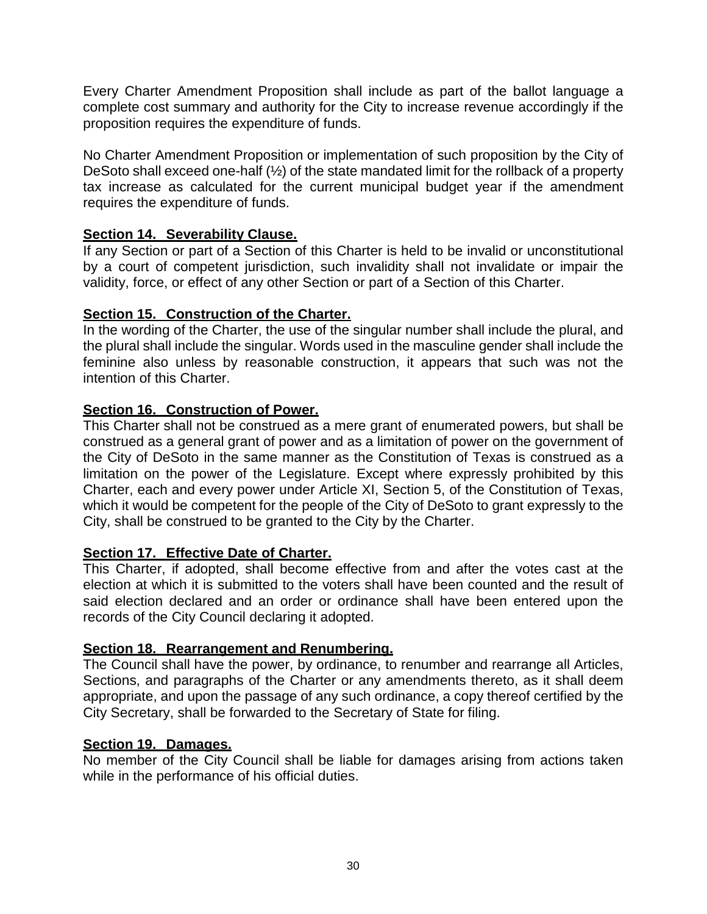Every Charter Amendment Proposition shall include as part of the ballot language a complete cost summary and authority for the City to increase revenue accordingly if the proposition requires the expenditure of funds.

No Charter Amendment Proposition or implementation of such proposition by the City of DeSoto shall exceed one-half (½) of the state mandated limit for the rollback of a property tax increase as calculated for the current municipal budget year if the amendment requires the expenditure of funds.

**Section 14. Severability Clause.**
If any Section or part of a Section of this Charter is held to be invalid or unconstitutional by a court of competent jurisdiction, such invalidity shall not invalidate or impair the validity, force, or effect of any other Section or part of a Section of this Charter.

**Section 15. Construction of the Charter.**
In the wording of the Charter, the use of the singular number shall include the plural, and the plural shall include the singular. Words used in the masculine gender shall include the feminine also unless by reasonable construction, it appears that such was not the intention of this Charter.

**Section 16. Construction of Power.**
This Charter shall not be construed as a mere grant of enumerated powers, but shall be construed as a general grant of power and as a limitation of power on the government of the City of DeSoto in the same manner as the Constitution of Texas is construed as a limitation on the power of the Legislature. Except where expressly prohibited by this Charter, each and every power under Article XI, Section 5, of the Constitution of Texas, which it would be competent for the people of the City of DeSoto to grant expressly to the City, shall be construed to be granted to the City by the Charter.

**Section 17. Effective Date of Charter.**
This Charter, if adopted, shall become effective from and after the votes cast at the election at which it is submitted to the voters shall have been counted and the result of said election declared and an order or ordinance shall have been entered upon the records of the City Council declaring it adopted.

**Section 18. Rearrangement and Renumbering.**
The Council shall have the power, by ordinance, to renumber and rearrange all Articles, Sections, and paragraphs of the Charter or any amendments thereto, as it shall deem appropriate, and upon the passage of any such ordinance, a copy thereof certified by the City Secretary, shall be forwarded to the Secretary of State for filing.

**Section 19. Damages.**
No member of the City Council shall be liable for damages arising from actions taken while in the performance of his official duties.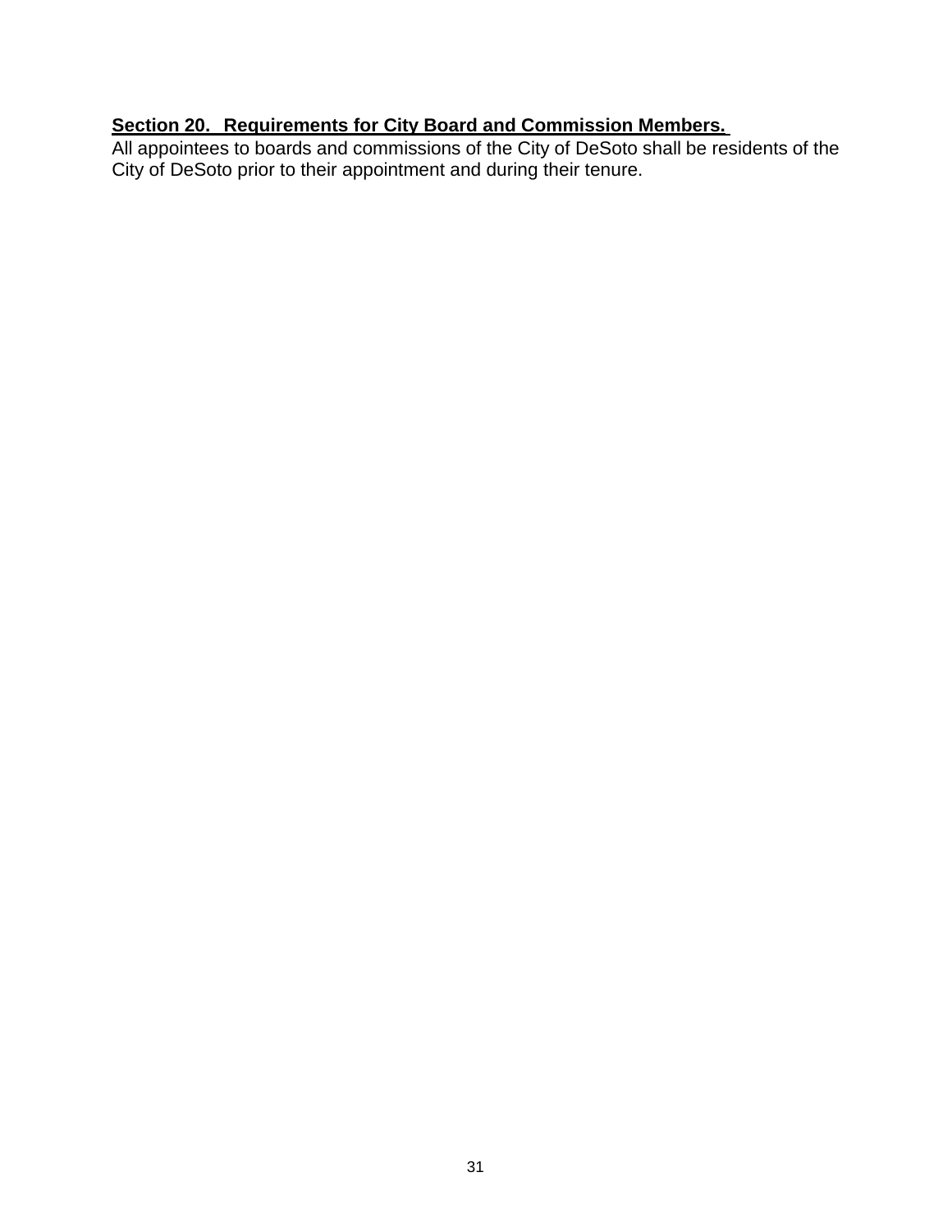**Section 20. Requirements for City Board and Commission Members.**

All appointees to boards and commissions of the City of DeSoto shall be residents of the City of DeSoto prior to their appointment and during their tenure.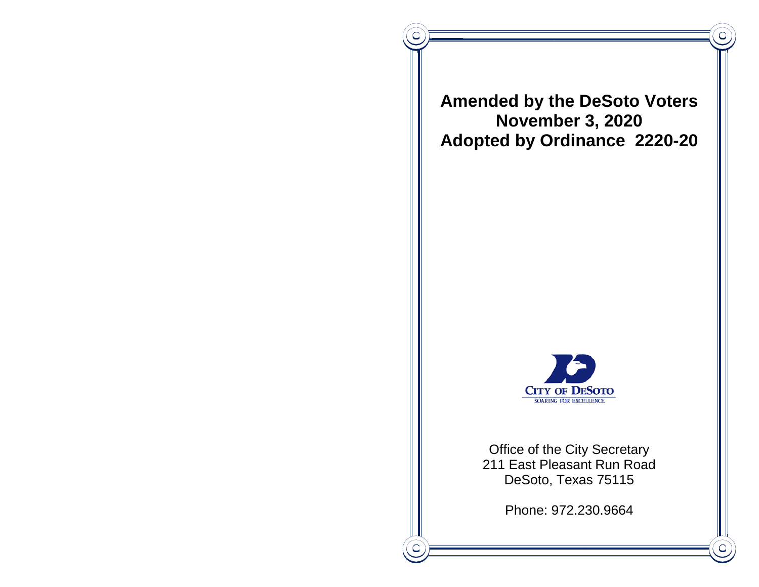**Amended by the DeSoto Voters**
**November 3, 2020**
**Adopted by Ordinance 2220-20**

CITY OF DESOTO
SOARING FOR EXCELLENCE

Office of the City Secretary
211 East Pleasant Run Road
DeSoto, Texas 75115

Phone: 972.230.9664